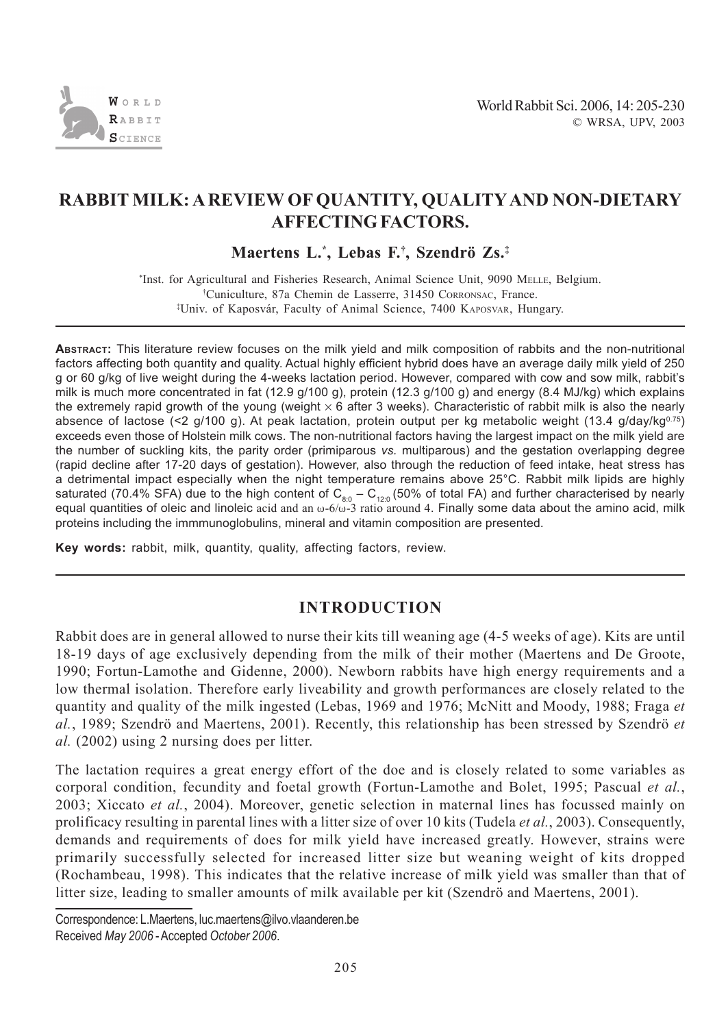# RABBIT MILK: A REVIEW OF QUANTITY, QUALITY AND NON-DIETARY AFFECTING FACTORS.

**Maertens L.[*], Lebas F.[†], Szendrö Zs.[‡]**

[*]Inst. for Agricultural and Fisheries Research, Animal Science Unit, 9090 Melle, Belgium.
[†]Cuniculture, 87a Chemin de Lasserre, 31450 Corronsac, France.
[‡]Univ. of Kaposvár, Faculty of Animal Science, 7400 Kaposvar, Hungary.

**Abstract:** This literature review focuses on the milk yield and milk composition of rabbits and the non-nutritional factors affecting both quantity and quality. Actual highly efficient hybrid does have an average daily milk yield of 250 g or 60 g/kg of live weight during the 4-weeks lactation period. However, compared with cow and sow milk, rabbit's milk is much more concentrated in fat (12.9 g/100 g), protein (12.3 g/100 g) and energy (8.4 MJ/kg) which explains the extremely rapid growth of the young (weight × 6 after 3 weeks). Characteristic of rabbit milk is also the nearly absence of lactose (<2 g/100 g). At peak lactation, protein output per kg metabolic weight (13.4 g/day/kg$^{0.75}$) exceeds even those of Holstein milk cows. The non-nutritional factors having the largest impact on the milk yield are the number of suckling kits, the parity order (primiparous *vs.* multiparous) and the gestation overlapping degree (rapid decline after 17-20 days of gestation). However, also through the reduction of feed intake, heat stress has a detrimental impact especially when the night temperature remains above 25°C. Rabbit milk lipids are highly saturated (70.4% SFA) due to the high content of $C_{8:0}$ – $C_{12:0}$ (50% of total FA) and further characterised by nearly equal quantities of oleic and linoleic acid and an ω-6/ω-3 ratio around 4. Finally some data about the amino acid, milk proteins including the immmunoglobulins, mineral and vitamin composition are presented.

**Key words:** rabbit, milk, quantity, quality, affecting factors, review.

## INTRODUCTION

Rabbit does are in general allowed to nurse their kits till weaning age (4-5 weeks of age). Kits are until 18-19 days of age exclusively depending from the milk of their mother (Maertens and De Groote, 1990; Fortun-Lamothe and Gidenne, 2000). Newborn rabbits have high energy requirements and a low thermal isolation. Therefore early liveability and growth performances are closely related to the quantity and quality of the milk ingested (Lebas, 1969 and 1976; McNitt and Moody, 1988; Fraga *et al.*, 1989; Szendrö and Maertens, 2001). Recently, this relationship has been stressed by Szendrö *et al.* (2002) using 2 nursing does per litter.

The lactation requires a great energy effort of the doe and is closely related to some variables as corporal condition, fecundity and foetal growth (Fortun-Lamothe and Bolet, 1995; Pascual *et al.*, 2003; Xiccato *et al.*, 2004). Moreover, genetic selection in maternal lines has focussed mainly on prolificacy resulting in parental lines with a litter size of over 10 kits (Tudela *et al.*, 2003). Consequently, demands and requirements of does for milk yield have increased greatly. However, strains were primarily successfully selected for increased litter size but weaning weight of kits dropped (Rochambeau, 1998). This indicates that the relative increase of milk yield was smaller than that of litter size, leading to smaller amounts of milk available per kit (Szendrö and Maertens, 2001).

Correspondence: L.Maertens, luc.maertens@ilvo.vlaanderen.be
Received *May 2006* - Accepted *October 2006*.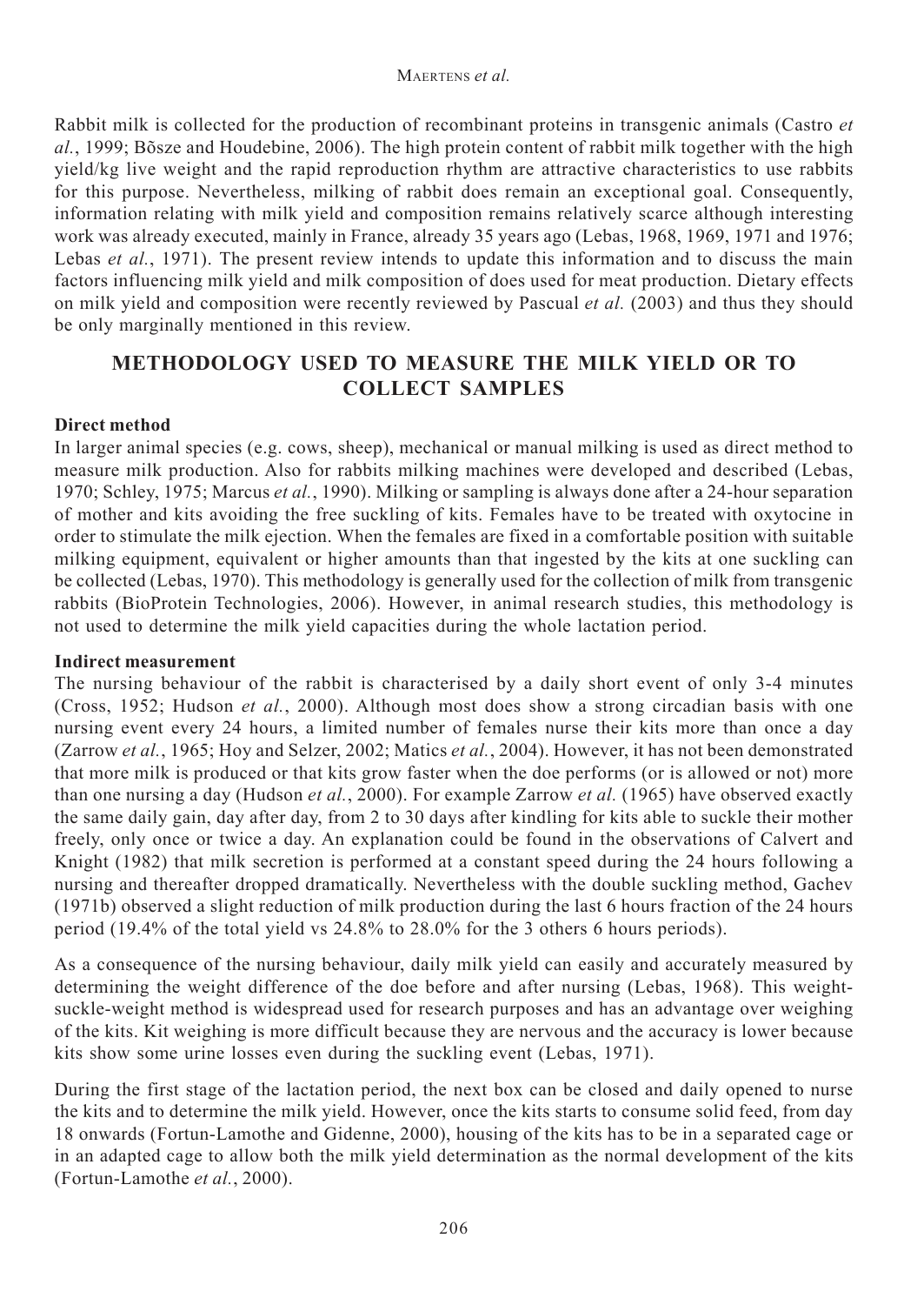Rabbit milk is collected for the production of recombinant proteins in transgenic animals (Castro *et al.*, 1999; Bõsze and Houdebine, 2006). The high protein content of rabbit milk together with the high yield/kg live weight and the rapid reproduction rhythm are attractive characteristics to use rabbits for this purpose. Nevertheless, milking of rabbit does remain an exceptional goal. Consequently, information relating with milk yield and composition remains relatively scarce although interesting work was already executed, mainly in France, already 35 years ago (Lebas, 1968, 1969, 1971 and 1976; Lebas *et al.*, 1971). The present review intends to update this information and to discuss the main factors influencing milk yield and milk composition of does used for meat production. Dietary effects on milk yield and composition were recently reviewed by Pascual *et al.* (2003) and thus they should be only marginally mentioned in this review.

## METHODOLOGY USED TO MEASURE THE MILK YIELD OR TO COLLECT SAMPLES

### Direct method

In larger animal species (e.g. cows, sheep), mechanical or manual milking is used as direct method to measure milk production. Also for rabbits milking machines were developed and described (Lebas, 1970; Schley, 1975; Marcus *et al.*, 1990). Milking or sampling is always done after a 24-hour separation of mother and kits avoiding the free suckling of kits. Females have to be treated with oxytocine in order to stimulate the milk ejection. When the females are fixed in a comfortable position with suitable milking equipment, equivalent or higher amounts than that ingested by the kits at one suckling can be collected (Lebas, 1970). This methodology is generally used for the collection of milk from transgenic rabbits (BioProtein Technologies, 2006). However, in animal research studies, this methodology is not used to determine the milk yield capacities during the whole lactation period.

### Indirect measurement

The nursing behaviour of the rabbit is characterised by a daily short event of only 3-4 minutes (Cross, 1952; Hudson *et al.*, 2000). Although most does show a strong circadian basis with one nursing event every 24 hours, a limited number of females nurse their kits more than once a day (Zarrow *et al.*, 1965; Hoy and Selzer, 2002; Matics *et al.*, 2004). However, it has not been demonstrated that more milk is produced or that kits grow faster when the doe performs (or is allowed or not) more than one nursing a day (Hudson *et al.*, 2000). For example Zarrow *et al.* (1965) have observed exactly the same daily gain, day after day, from 2 to 30 days after kindling for kits able to suckle their mother freely, only once or twice a day. An explanation could be found in the observations of Calvert and Knight (1982) that milk secretion is performed at a constant speed during the 24 hours following a nursing and thereafter dropped dramatically. Nevertheless with the double suckling method, Gachev (1971b) observed a slight reduction of milk production during the last 6 hours fraction of the 24 hours period (19.4% of the total yield vs 24.8% to 28.0% for the 3 others 6 hours periods).

As a consequence of the nursing behaviour, daily milk yield can easily and accurately measured by determining the weight difference of the doe before and after nursing (Lebas, 1968). This weight-suckle-weight method is widespread used for research purposes and has an advantage over weighing of the kits. Kit weighing is more difficult because they are nervous and the accuracy is lower because kits show some urine losses even during the suckling event (Lebas, 1971).

During the first stage of the lactation period, the next box can be closed and daily opened to nurse the kits and to determine the milk yield. However, once the kits starts to consume solid feed, from day 18 onwards (Fortun-Lamothe and Gidenne, 2000), housing of the kits has to be in a separated cage or in an adapted cage to allow both the milk yield determination as the normal development of the kits (Fortun-Lamothe *et al.*, 2000).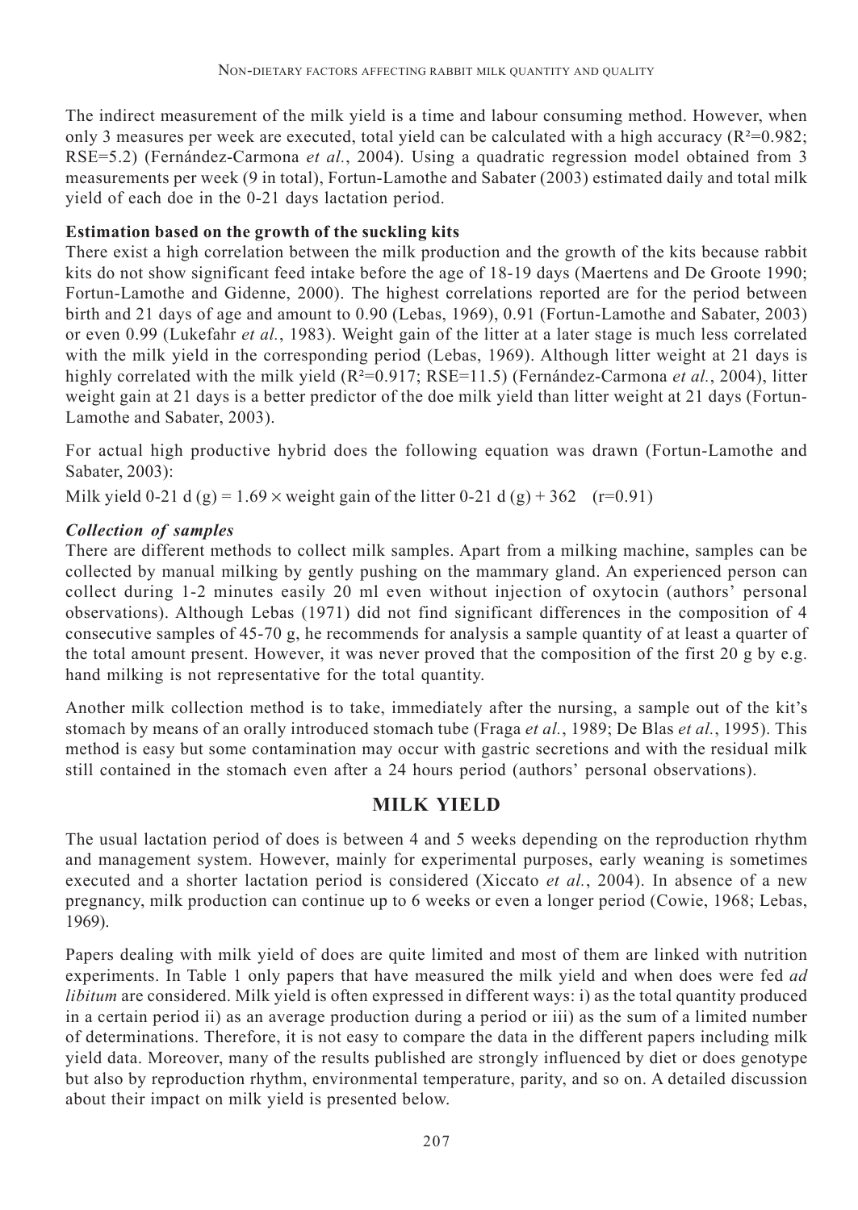The indirect measurement of the milk yield is a time and labour consuming method. However, when only 3 measures per week are executed, total yield can be calculated with a high accuracy ($R^2$=0.982; RSE=5.2) (Fernández-Carmona *et al.*, 2004). Using a quadratic regression model obtained from 3 measurements per week (9 in total), Fortun-Lamothe and Sabater (2003) estimated daily and total milk yield of each doe in the 0-21 days lactation period.

**Estimation based on the growth of the suckling kits**

There exist a high correlation between the milk production and the growth of the kits because rabbit kits do not show significant feed intake before the age of 18-19 days (Maertens and De Groote 1990; Fortun-Lamothe and Gidenne, 2000). The highest correlations reported are for the period between birth and 21 days of age and amount to 0.90 (Lebas, 1969), 0.91 (Fortun-Lamothe and Sabater, 2003) or even 0.99 (Lukefahr *et al.*, 1983). Weight gain of the litter at a later stage is much less correlated with the milk yield in the corresponding period (Lebas, 1969). Although litter weight at 21 days is highly correlated with the milk yield ($R^2$=0.917; RSE=11.5) (Fernández-Carmona *et al.*, 2004), litter weight gain at 21 days is a better predictor of the doe milk yield than litter weight at 21 days (Fortun-Lamothe and Sabater, 2003).

For actual high productive hybrid does the following equation was drawn (Fortun-Lamothe and Sabater, 2003):

Milk yield 0-21 d (g) = 1.69 × weight gain of the litter 0-21 d (g) + 362 (r=0.91)

***Collection of samples***

There are different methods to collect milk samples. Apart from a milking machine, samples can be collected by manual milking by gently pushing on the mammary gland. An experienced person can collect during 1-2 minutes easily 20 ml even without injection of oxytocin (authors' personal observations). Although Lebas (1971) did not find significant differences in the composition of 4 consecutive samples of 45-70 g, he recommends for analysis a sample quantity of at least a quarter of the total amount present. However, it was never proved that the composition of the first 20 g by e.g. hand milking is not representative for the total quantity.

Another milk collection method is to take, immediately after the nursing, a sample out of the kit's stomach by means of an orally introduced stomach tube (Fraga *et al.*, 1989; De Blas *et al.*, 1995). This method is easy but some contamination may occur with gastric secretions and with the residual milk still contained in the stomach even after a 24 hours period (authors' personal observations).

## MILK YIELD

The usual lactation period of does is between 4 and 5 weeks depending on the reproduction rhythm and management system. However, mainly for experimental purposes, early weaning is sometimes executed and a shorter lactation period is considered (Xiccato *et al.*, 2004). In absence of a new pregnancy, milk production can continue up to 6 weeks or even a longer period (Cowie, 1968; Lebas, 1969).

Papers dealing with milk yield of does are quite limited and most of them are linked with nutrition experiments. In Table 1 only papers that have measured the milk yield and when does were fed *ad libitum* are considered. Milk yield is often expressed in different ways: i) as the total quantity produced in a certain period ii) as an average production during a period or iii) as the sum of a limited number of determinations. Therefore, it is not easy to compare the data in the different papers including milk yield data. Moreover, many of the results published are strongly influenced by diet or does genotype but also by reproduction rhythm, environmental temperature, parity, and so on. A detailed discussion about their impact on milk yield is presented below.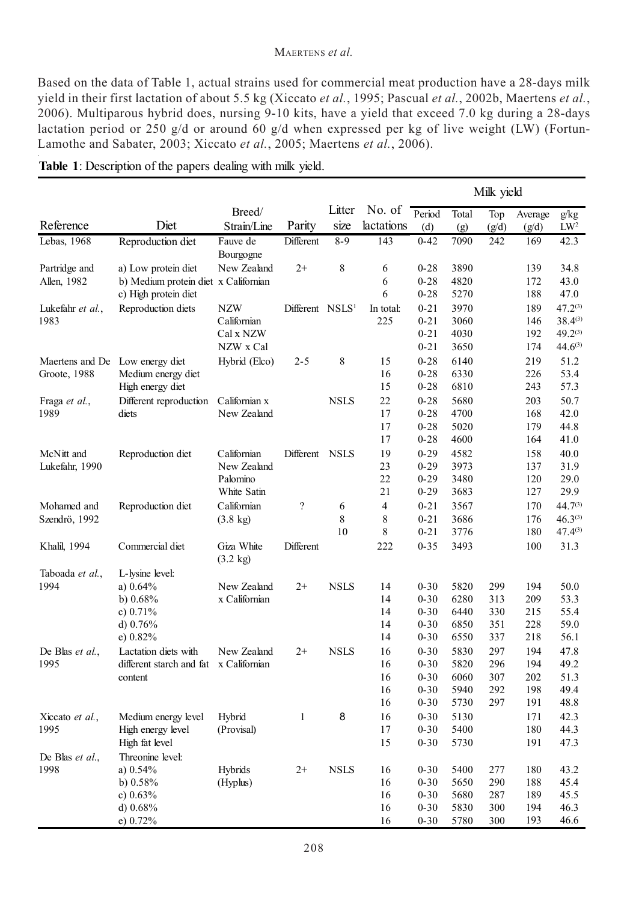Based on the data of Table 1, actual strains used for commercial meat production have a 28-days milk yield in their first lactation of about 5.5 kg (Xiccato *et al.*, 1995; Pascual *et al.*, 2002b, Maertens *et al.*, 2006). Multiparous hybrid does, nursing 9-10 kits, have a yield that exceed 7.0 kg during a 28-days lactation period or 250 g/d or around 60 g/d when expressed per kg of live weight (LW) (Fortun-Lamothe and Sabater, 2003; Xiccato *et al.*, 2005; Maertens *et al.*, 2006).

**Table 1**: Description of the papers dealing with milk yield.

| | | | | | | Milk yield | | | | |
|---|---|---|---|---|---|---|---|---|---|---|
| Reference | Diet | Breed/ Strain/Line | Parity | Litter size | No. of lactations | Period (d) | Total (g) | Top (g/d) | Average (g/d) | g/kg LW[2] |
| Lebas, 1968 | Reproduction diet | Fauve de Bourgogne | Different | 8-9 | 143 | 0-42 | 7090 | 242 | 169 | 42.3 |
| Partridge and Allen, 1982 | a) Low protein diet | New Zealand x Californian | 2+ | 8 | 6 | 0-28 | 3890 | | 139 | 34.8 |
| | b) Medium protein diet | | | | 6 | 0-28 | 4820 | | 172 | 43.0 |
| | c) High protein diet | | | | 6 | 0-28 | 5270 | | 188 | 47.0 |
| Lukefahr *et al.*, 1983 | Reproduction diets | NZW | Different | NSLS[1] | In total: 225 | 0-21 | 3970 | | 189 | 47.2[3] |
| | | Californian | | | | 0-21 | 3060 | | 146 | 38.4[3] |
| | | Cal x NZW | | | | 0-21 | 4030 | | 192 | 49.2[3] |
| | | NZW x Cal | | | | 0-21 | 3650 | | 174 | 44.6[3] |
| Maertens and De Groote, 1988 | Low energy diet | Hybrid (Elco) | 2-5 | 8 | 15 | 0-28 | 6140 | | 219 | 51.2 |
| | Medium energy diet | | | | 16 | 0-28 | 6330 | | 226 | 53.4 |
| | High energy diet | | | | 15 | 0-28 | 6810 | | 243 | 57.3 |
| Fraga *et al.*, 1989 | Different reproduction diets | Californian x New Zealand | | NSLS | 22 | 0-28 | 5680 | | 203 | 50.7 |
| | | | | | 17 | 0-28 | 4700 | | 168 | 42.0 |
| | | | | | 17 | 0-28 | 5020 | | 179 | 44.8 |
| | | | | | 17 | 0-28 | 4600 | | 164 | 41.0 |
| McNitt and Lukefahr, 1990 | Reproduction diet | Californian | Different | NSLS | 19 | 0-29 | 4582 | | 158 | 40.0 |
| | | New Zealand | | | 23 | 0-29 | 3973 | | 137 | 31.9 |
| | | Palomino | | | 22 | 0-29 | 3480 | | 120 | 29.0 |
| | | White Satin | | | 21 | 0-29 | 3683 | | 127 | 29.9 |
| Mohamed and Szendrö, 1992 | Reproduction diet | Californian (3.8 kg) | ? | 6 | 4 | 0-21 | 3567 | | 170 | 44.7[3] |
| | | | | 8 | 8 | 0-21 | 3686 | | 176 | 46.3[3] |
| | | | | 10 | 8 | 0-21 | 3776 | | 180 | 47.4[3] |
| Khalil, 1994 | Commercial diet | Giza White (3.2 kg) | Different | | 222 | 0-35 | 3493 | | 100 | 31.3 |
| Taboada *et al.*, 1994 | L-lysine level: | | | | | | | | | |
| | a) 0.64% | New Zealand x Californian | 2+ | NSLS | 14 | 0-30 | 5820 | 299 | 194 | 50.0 |
| | b) 0.68% | | | | 14 | 0-30 | 6280 | 313 | 209 | 53.3 |
| | c) 0.71% | | | | 14 | 0-30 | 6440 | 330 | 215 | 55.4 |
| | d) 0.76% | | | | 14 | 0-30 | 6850 | 351 | 228 | 59.0 |
| | e) 0.82% | | | | 14 | 0-30 | 6550 | 337 | 218 | 56.1 |
| De Blas *et al.*, 1995 | Lactation diets with different starch and fat content | New Zealand x Californian | 2+ | NSLS | 16 | 0-30 | 5830 | 297 | 194 | 47.8 |
| | | | | | 16 | 0-30 | 5820 | 296 | 194 | 49.2 |
| | | | | | 16 | 0-30 | 6060 | 307 | 202 | 51.3 |
| | | | | | 16 | 0-30 | 5940 | 292 | 198 | 49.4 |
| | | | | | 16 | 0-30 | 5730 | 297 | 191 | 48.8 |
| Xiccato *et al.*, 1995 | Medium energy level | Hybrid (Provisal) | 1 | 8 | 16 | 0-30 | 5130 | | 171 | 42.3 |
| | High energy level | | | | 17 | 0-30 | 5400 | | 180 | 44.3 |
| | High fat level | | | | 15 | 0-30 | 5730 | | 191 | 47.3 |
| De Blas *et al.*, 1998 | Threonine level: | | | | | | | | | |
| | a) 0.54% | Hybrids (Hyplus) | 2+ | NSLS | 16 | 0-30 | 5400 | 277 | 180 | 43.2 |
| | b) 0.58% | | | | 16 | 0-30 | 5650 | 290 | 188 | 45.4 |
| | c) 0.63% | | | | 16 | 0-30 | 5680 | 287 | 189 | 45.5 |
| | d) 0.68% | | | | 16 | 0-30 | 5830 | 300 | 194 | 46.3 |
| | e) 0.72% | | | | 16 | 0-30 | 5780 | 300 | 193 | 46.6 |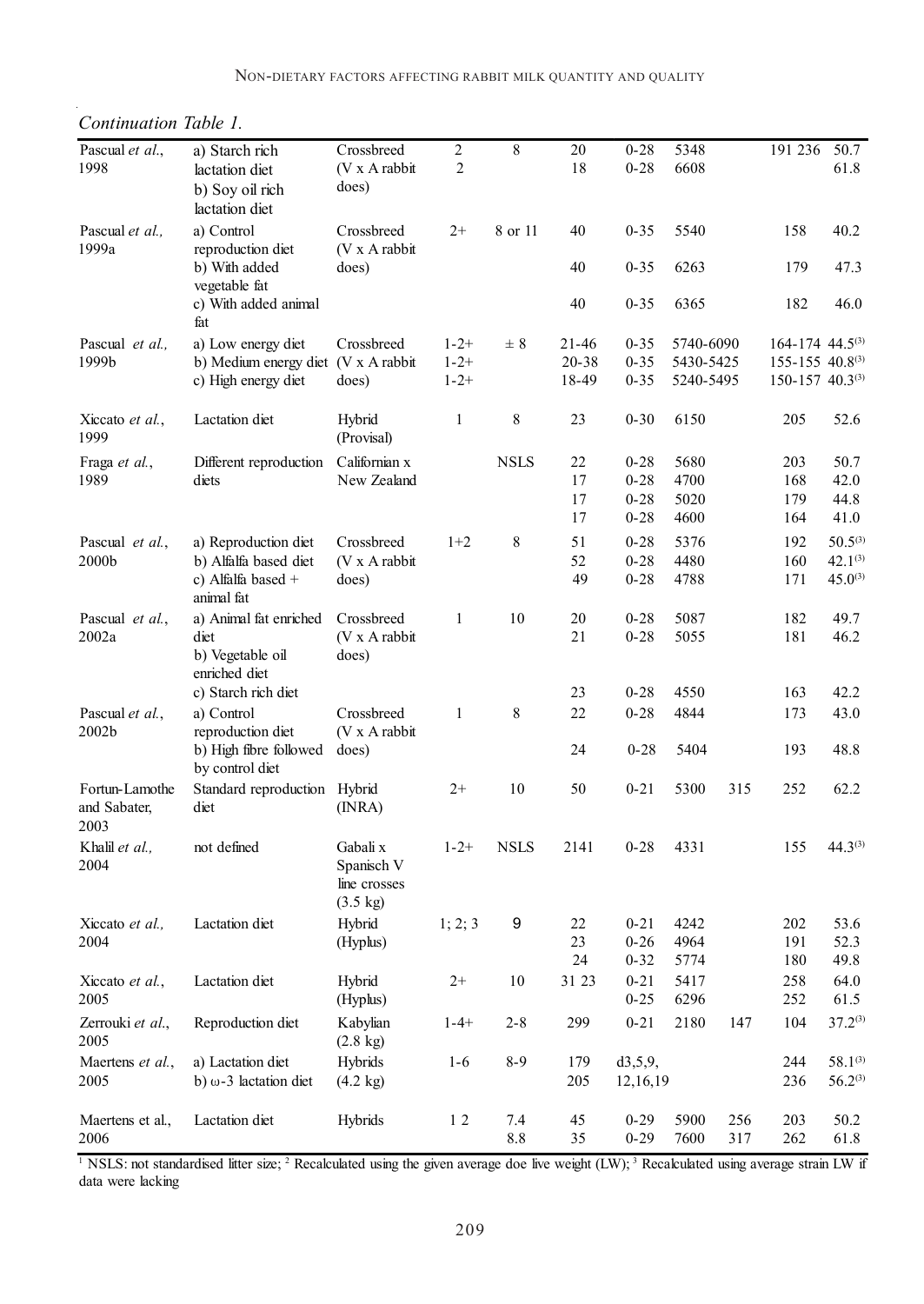*Continuation Table 1.*

| | | | | | | | | | | |
|---|---|---|---|---|---|---|---|---|---|---|
| Pascual *et al.*, 1998 | a) Starch rich lactation diet<br>b) Soy oil rich lactation diet | Crossbreed (V x A rabbit does) | 2<br>2 | 8 | 20<br>18 | 0-28<br>0-28 | 5348<br>6608 | | 191 236 | 50.7<br>61.8 |
| Pascual *et al.*, 1999a | a) Control reproduction diet | Crossbreed (V x A rabbit | 2+ | 8 or 11 | 40 | 0-35 | 5540 | | 158 | 40.2 |
| | b) With added vegetable fat | does) | | | 40 | 0-35 | 6263 | | 179 | 47.3 |
| | c) With added animal fat | | | | 40 | 0-35 | 6365 | | 182 | 46.0 |
| Pascual *et al.*, 1999b | a) Low energy diet | Crossbreed | 1-2+ | ± 8 | 21-46 | 0-35 | 5740-6090 | | 164-174 | 44.5[3] |
| | b) Medium energy diet | (V x A rabbit | 1-2+ | | 20-38 | 0-35 | 5430-5425 | | 155-155 | 40.8[3] |
| | c) High energy diet | does) | 1-2+ | | 18-49 | 0-35 | 5240-5495 | | 150-157 | 40.3[3] |
| Xiccato *et al.*, 1999 | Lactation diet | Hybrid (Provisal) | 1 | 8 | 23 | 0-30 | 6150 | | 205 | 52.6 |
| Fraga *et al.*, 1989 | Different reproduction diets | Californian x New Zealand | | NSLS | 22<br>17<br>17<br>17 | 0-28<br>0-28<br>0-28<br>0-28 | 5680<br>4700<br>5020<br>4600 | | 203<br>168<br>179<br>164 | 50.7<br>42.0<br>44.8<br>41.0 |
| Pascual *et al.*, 2000b | a) Reproduction diet | Crossbreed | 1+2 | 8 | 51 | 0-28 | 5376 | | 192 | 50.5[3] |
| | b) Alfalfa based diet | (V x A rabbit | | | 52 | 0-28 | 4480 | | 160 | 42.1[3] |
| | c) Alfalfa based + animal fat | does) | | | 49 | 0-28 | 4788 | | 171 | 45.0[3] |
| Pascual *et al.*, 2002a | a) Animal fat enriched diet | Crossbreed (V x A rabbit | 1 | 10 | 20 | 0-28 | 5087 | | 182 | 49.7 |
| | b) Vegetable oil enriched diet | does) | | | 21 | 0-28 | 5055 | | 181 | 46.2 |
| | c) Starch rich diet | | | | 23 | 0-28 | 4550 | | 163 | 42.2 |
| Pascual *et al.*, 2002b | a) Control reproduction diet | Crossbreed (V x A rabbit | 1 | 8 | 22 | 0-28 | 4844 | | 173 | 43.0 |
| | b) High fibre followed by control diet | does) | | | 24 | 0-28 | 5404 | | 193 | 48.8 |
| Fortun-Lamothe and Sabater, 2003 | Standard reproduction diet | Hybrid (INRA) | 2+ | 10 | 50 | 0-21 | 5300 | 315 | 252 | 62.2 |
| Khalil *et al.*, 2004 | not defined | Gabali x Spanisch V line crosses (3.5 kg) | 1-2+ | NSLS | 2141 | 0-28 | 4331 | | 155 | 44.3[3] |
| Xiccato *et al.*, 2004 | Lactation diet | Hybrid (Hyplus) | 1; 2; 3 | 9 | 22<br>23<br>24 | 0-21<br>0-26<br>0-32 | 4242<br>4964<br>5774 | | 202<br>191<br>180 | 53.6<br>52.3<br>49.8 |
| Xiccato *et al.*, 2005 | Lactation diet | Hybrid (Hyplus) | 2+ | 10 | 31 23 | 0-21<br>0-25 | 5417<br>6296 | | 258<br>252 | 64.0<br>61.5 |
| Zerrouki *et al.*, 2005 | Reproduction diet | Kabylian (2.8 kg) | 1-4+ | 2-8 | 299 | 0-21 | 2180 | 147 | 104 | 37.2[3] |
| Maertens *et al.*, 2005 | a) Lactation diet<br>b) ω-3 lactation diet | Hybrids (4.2 kg) | 1-6 | 8-9 | 179<br>205 | d3,5,9, 12,16,19 | | | 244<br>236 | 58.1[3]<br>56.2[3] |
| Maertens et al., 2006 | Lactation diet | Hybrids | 1 2 | 7.4<br>8.8 | 45<br>35 | 0-29<br>0-29 | 5900<br>7600 | 256<br>317 | 203<br>262 | 50.2<br>61.8 |

[1] NSLS: not standardised litter size; [2] Recalculated using the given average doe live weight (LW); [3] Recalculated using average strain LW if data were lacking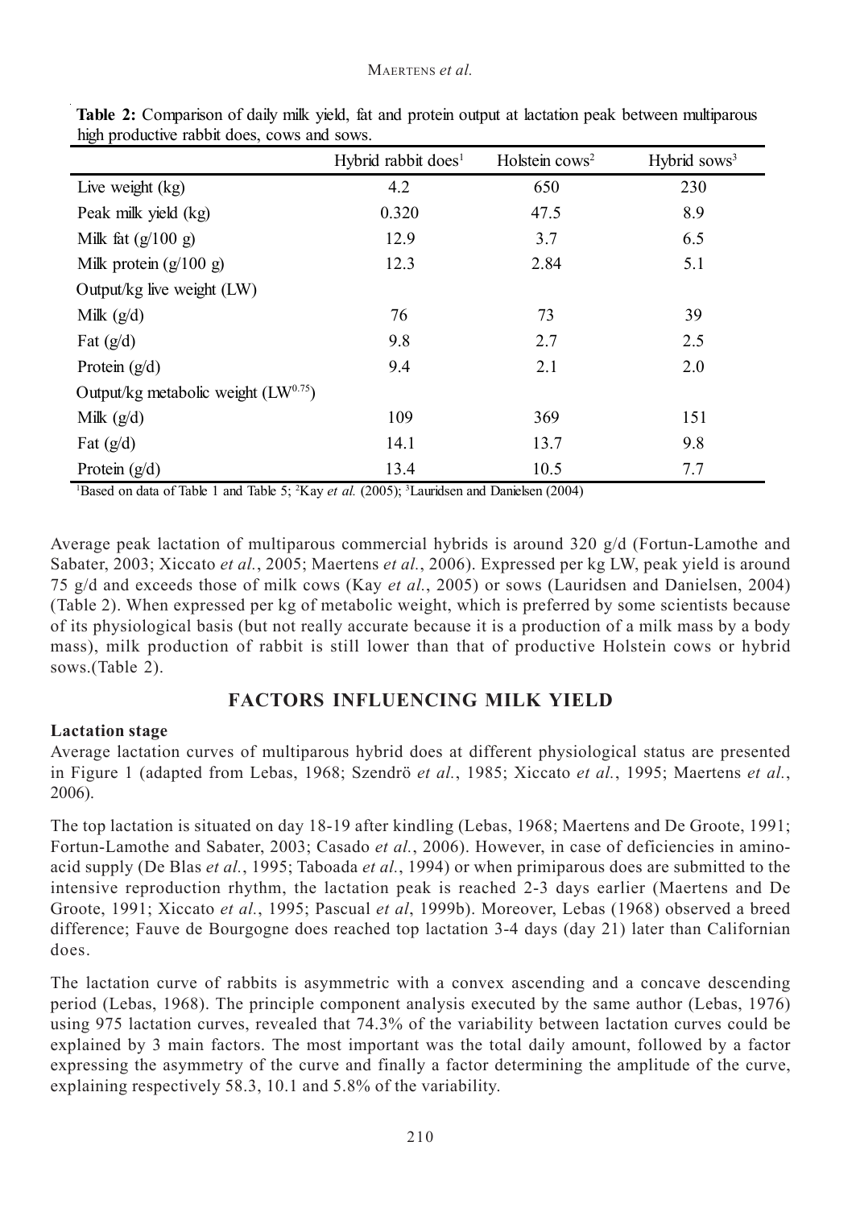**Table 2:** Comparison of daily milk yield, fat and protein output at lactation peak between multiparous high productive rabbit does, cows and sows.

| | Hybrid rabbit does[1] | Holstein cows[2] | Hybrid sows[3] |
|---|---|---|---|
| Live weight (kg) | 4.2 | 650 | 230 |
| Peak milk yield (kg) | 0.320 | 47.5 | 8.9 |
| Milk fat (g/100 g) | 12.9 | 3.7 | 6.5 |
| Milk protein (g/100 g) | 12.3 | 2.84 | 5.1 |
| Output/kg live weight (LW) | | | |
| Milk (g/d) | 76 | 73 | 39 |
| Fat (g/d) | 9.8 | 2.7 | 2.5 |
| Protein (g/d) | 9.4 | 2.1 | 2.0 |
| Output/kg metabolic weight ($LW^{0.75}$) | | | |
| Milk (g/d) | 109 | 369 | 151 |
| Fat (g/d) | 14.1 | 13.7 | 9.8 |
| Protein (g/d) | 13.4 | 10.5 | 7.7 |

[1]Based on data of Table 1 and Table 5; [2]Kay *et al.* (2005); [3]Lauridsen and Danielsen (2004)

Average peak lactation of multiparous commercial hybrids is around 320 g/d (Fortun-Lamothe and Sabater, 2003; Xiccato *et al.*, 2005; Maertens *et al.*, 2006). Expressed per kg LW, peak yield is around 75 g/d and exceeds those of milk cows (Kay *et al.*, 2005) or sows (Lauridsen and Danielsen, 2004) (Table 2). When expressed per kg of metabolic weight, which is preferred by some scientists because of its physiological basis (but not really accurate because it is a production of a milk mass by a body mass), milk production of rabbit is still lower than that of productive Holstein cows or hybrid sows.(Table 2).

## FACTORS INFLUENCING MILK YIELD

### Lactation stage

Average lactation curves of multiparous hybrid does at different physiological status are presented in Figure 1 (adapted from Lebas, 1968; Szendrö *et al.*, 1985; Xiccato *et al.*, 1995; Maertens *et al.*, 2006).

The top lactation is situated on day 18-19 after kindling (Lebas, 1968; Maertens and De Groote, 1991; Fortun-Lamothe and Sabater, 2003; Casado *et al.*, 2006). However, in case of deficiencies in amino-acid supply (De Blas *et al.*, 1995; Taboada *et al.*, 1994) or when primiparous does are submitted to the intensive reproduction rhythm, the lactation peak is reached 2-3 days earlier (Maertens and De Groote, 1991; Xiccato *et al.*, 1995; Pascual *et al*, 1999b). Moreover, Lebas (1968) observed a breed difference; Fauve de Bourgogne does reached top lactation 3-4 days (day 21) later than Californian does.

The lactation curve of rabbits is asymmetric with a convex ascending and a concave descending period (Lebas, 1968). The principle component analysis executed by the same author (Lebas, 1976) using 975 lactation curves, revealed that 74.3% of the variability between lactation curves could be explained by 3 main factors. The most important was the total daily amount, followed by a factor expressing the asymmetry of the curve and finally a factor determining the amplitude of the curve, explaining respectively 58.3, 10.1 and 5.8% of the variability.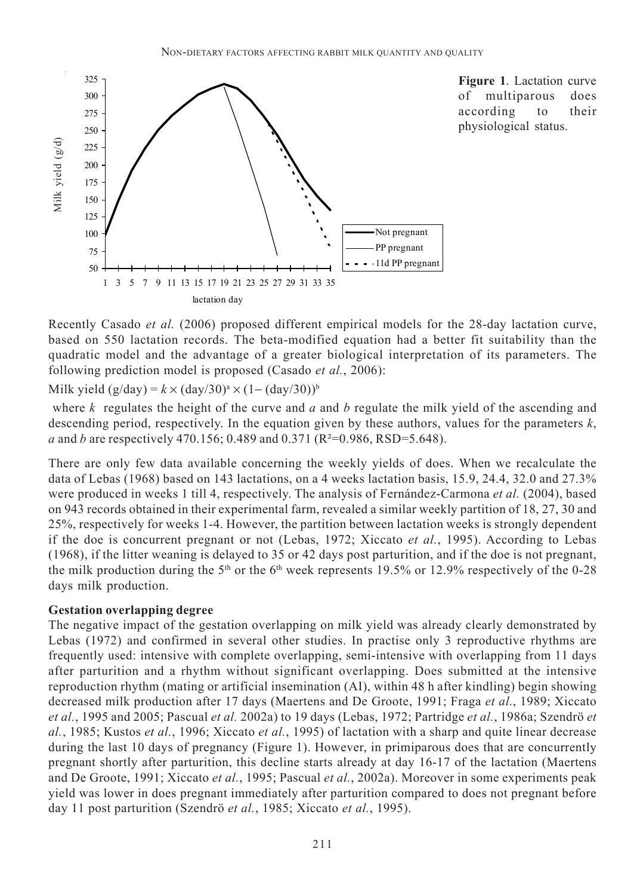**Figure 1**. Lactation curve of multiparous does according to their physiological status.

Recently Casado *et al.* (2006) proposed different empirical models for the 28-day lactation curve, based on 550 lactation records. The beta-modified equation had a better fit suitability than the quadratic model and the advantage of a greater biological interpretation of its parameters. The following prediction model is proposed (Casado *et al.*, 2006):

Milk yield (g/day) = $k \times (\text{day}/30)^a \times (1 - (\text{day}/30))^b$

where $k$ regulates the height of the curve and $a$ and $b$ regulate the milk yield of the ascending and descending period, respectively. In the equation given by these authors, values for the parameters $k$, $a$ and $b$ are respectively 470.156; 0.489 and 0.371 ($R^2$=0.986, RSD=5.648).

There are only few data available concerning the weekly yields of does. When we recalculate the data of Lebas (1968) based on 143 lactations, on a 4 weeks lactation basis, 15.9, 24.4, 32.0 and 27.3% were produced in weeks 1 till 4, respectively. The analysis of Fernández-Carmona *et al.* (2004), based on 943 records obtained in their experimental farm, revealed a similar weekly partition of 18, 27, 30 and 25%, respectively for weeks 1-4. However, the partition between lactation weeks is strongly dependent if the doe is concurrent pregnant or not (Lebas, 1972; Xiccato *et al.*, 1995). According to Lebas (1968), if the litter weaning is delayed to 35 or 42 days post parturition, and if the doe is not pregnant, the milk production during the 5th or the 6th week represents 19.5% or 12.9% respectively of the 0-28 days milk production.

**Gestation overlapping degree**

The negative impact of the gestation overlapping on milk yield was already clearly demonstrated by Lebas (1972) and confirmed in several other studies. In practise only 3 reproductive rhythms are frequently used: intensive with complete overlapping, semi-intensive with overlapping from 11 days after parturition and a rhythm without significant overlapping. Does submitted at the intensive reproduction rhythm (mating or artificial insemination (AI), within 48 h after kindling) begin showing decreased milk production after 17 days (Maertens and De Groote, 1991; Fraga *et al.*, 1989; Xiccato *et al.*, 1995 and 2005; Pascual *et al.* 2002a) to 19 days (Lebas, 1972; Partridge *et al.*, 1986a; Szendrö *et al.*, 1985; Kustos *et al.*, 1996; Xiccato *et al.*, 1995) of lactation with a sharp and quite linear decrease during the last 10 days of pregnancy (Figure 1). However, in primiparous does that are concurrently pregnant shortly after parturition, this decline starts already at day 16-17 of the lactation (Maertens and De Groote, 1991; Xiccato *et al.*, 1995; Pascual *et al.*, 2002a). Moreover in some experiments peak yield was lower in does pregnant immediately after parturition compared to does not pregnant before day 11 post parturition (Szendrö *et al.*, 1985; Xiccato *et al.*, 1995).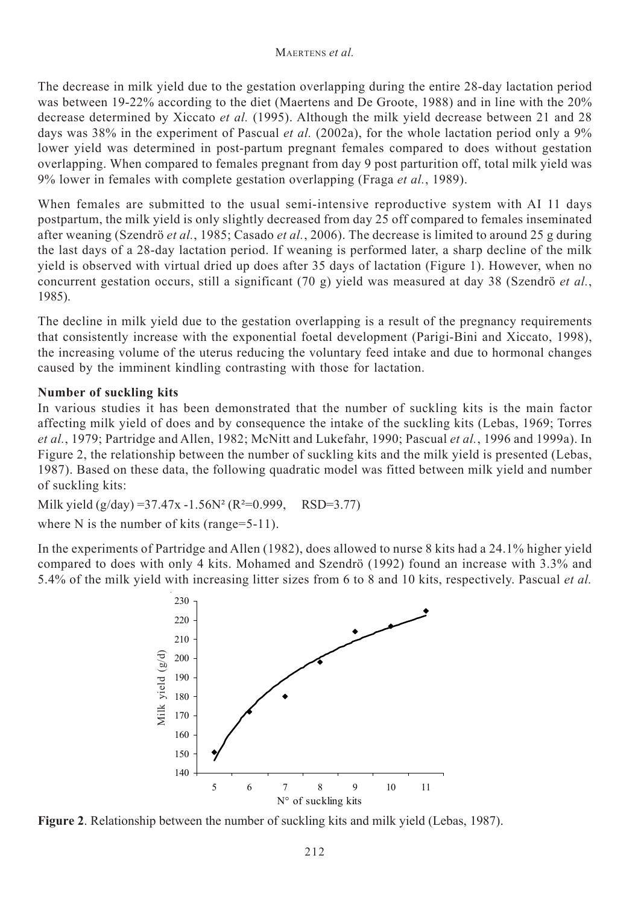The decrease in milk yield due to the gestation overlapping during the entire 28-day lactation period was between 19-22% according to the diet (Maertens and De Groote, 1988) and in line with the 20% decrease determined by Xiccato *et al.* (1995). Although the milk yield decrease between 21 and 28 days was 38% in the experiment of Pascual *et al.* (2002a), for the whole lactation period only a 9% lower yield was determined in post-partum pregnant females compared to does without gestation overlapping. When compared to females pregnant from day 9 post parturition off, total milk yield was 9% lower in females with complete gestation overlapping (Fraga *et al.*, 1989).

When females are submitted to the usual semi-intensive reproductive system with AI 11 days postpartum, the milk yield is only slightly decreased from day 25 off compared to females inseminated after weaning (Szendrö *et al.*, 1985; Casado *et al.*, 2006). The decrease is limited to around 25 g during the last days of a 28-day lactation period. If weaning is performed later, a sharp decline of the milk yield is observed with virtual dried up does after 35 days of lactation (Figure 1). However, when no concurrent gestation occurs, still a significant (70 g) yield was measured at day 38 (Szendrö *et al.*, 1985).

The decline in milk yield due to the gestation overlapping is a result of the pregnancy requirements that consistently increase with the exponential foetal development (Parigi-Bini and Xiccato, 1998), the increasing volume of the uterus reducing the voluntary feed intake and due to hormonal changes caused by the imminent kindling contrasting with those for lactation.

**Number of suckling kits**

In various studies it has been demonstrated that the number of suckling kits is the main factor affecting milk yield of does and by consequence the intake of the suckling kits (Lebas, 1969; Torres *et al.*, 1979; Partridge and Allen, 1982; McNitt and Lukefahr, 1990; Pascual *et al.*, 1996 and 1999a). In Figure 2, the relationship between the number of suckling kits and the milk yield is presented (Lebas, 1987). Based on these data, the following quadratic model was fitted between milk yield and number of suckling kits:

Milk yield (g/day) $=37.47x - 1.56N^2$ ($R^2=0.999$, RSD=3.77)

where N is the number of kits (range=5-11).

In the experiments of Partridge and Allen (1982), does allowed to nurse 8 kits had a 24.1% higher yield compared to does with only 4 kits. Mohamed and Szendrö (1992) found an increase with 3.3% and 5.4% of the milk yield with increasing litter sizes from 6 to 8 and 10 kits, respectively. Pascual *et al.*

**Figure 2**. Relationship between the number of suckling kits and milk yield (Lebas, 1987).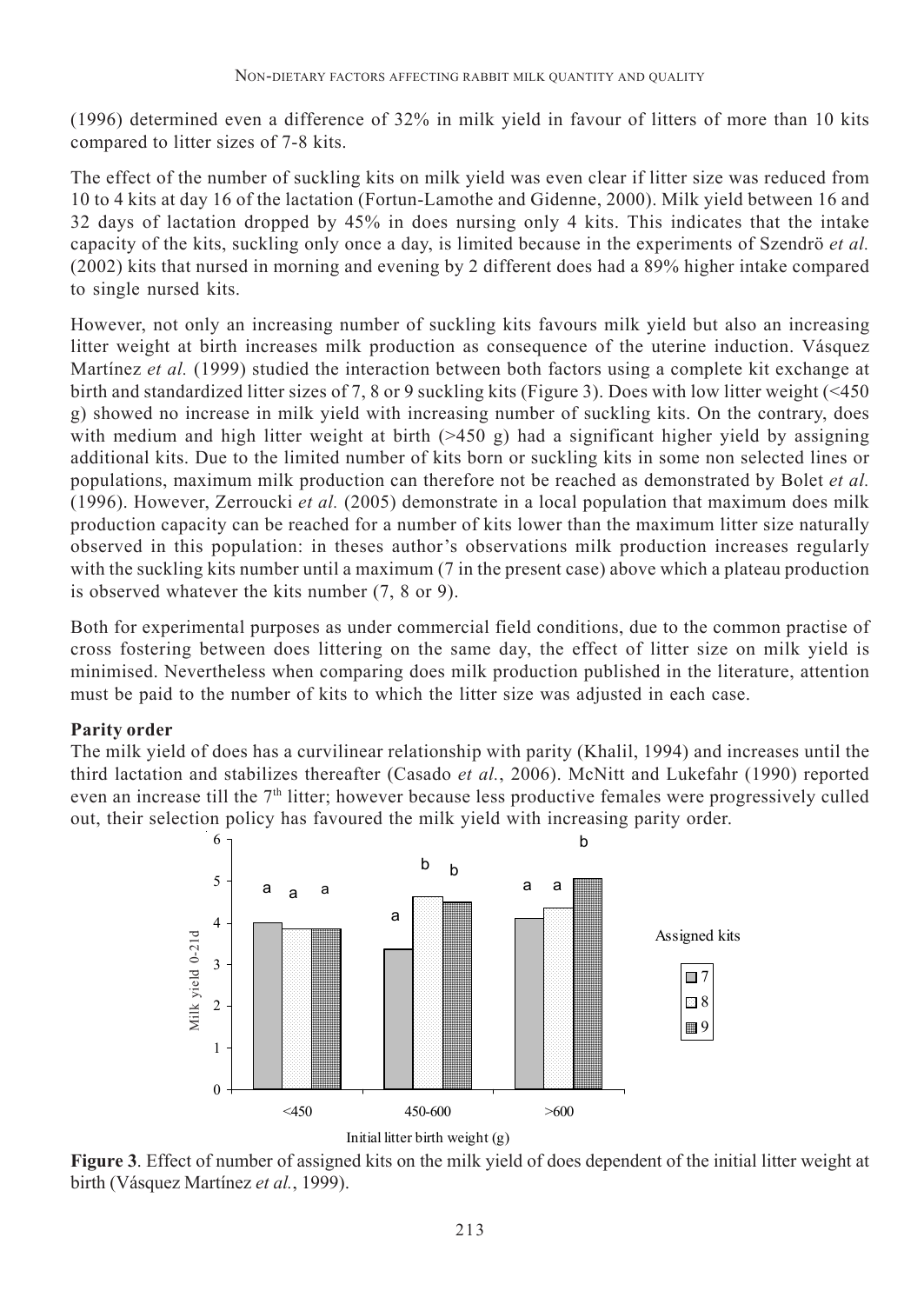(1996) determined even a difference of 32% in milk yield in favour of litters of more than 10 kits compared to litter sizes of 7-8 kits.

The effect of the number of suckling kits on milk yield was even clear if litter size was reduced from 10 to 4 kits at day 16 of the lactation (Fortun-Lamothe and Gidenne, 2000). Milk yield between 16 and 32 days of lactation dropped by 45% in does nursing only 4 kits. This indicates that the intake capacity of the kits, suckling only once a day, is limited because in the experiments of Szendrö *et al.* (2002) kits that nursed in morning and evening by 2 different does had a 89% higher intake compared to single nursed kits.

However, not only an increasing number of suckling kits favours milk yield but also an increasing litter weight at birth increases milk production as consequence of the uterine induction. Vásquez Martínez *et al.* (1999) studied the interaction between both factors using a complete kit exchange at birth and standardized litter sizes of 7, 8 or 9 suckling kits (Figure 3). Does with low litter weight (<450 g) showed no increase in milk yield with increasing number of suckling kits. On the contrary, does with medium and high litter weight at birth (>450 g) had a significant higher yield by assigning additional kits. Due to the limited number of kits born or suckling kits in some non selected lines or populations, maximum milk production can therefore not be reached as demonstrated by Bolet *et al.* (1996). However, Zerroucki *et al.* (2005) demonstrate in a local population that maximum does milk production capacity can be reached for a number of kits lower than the maximum litter size naturally observed in this population: in theses author's observations milk production increases regularly with the suckling kits number until a maximum (7 in the present case) above which a plateau production is observed whatever the kits number (7, 8 or 9).

Both for experimental purposes as under commercial field conditions, due to the common practise of cross fostering between does littering on the same day, the effect of litter size on milk yield is minimised. Nevertheless when comparing does milk production published in the literature, attention must be paid to the number of kits to which the litter size was adjusted in each case.

**Parity order**

The milk yield of does has a curvilinear relationship with parity (Khalil, 1994) and increases until the third lactation and stabilizes thereafter (Casado *et al.*, 2006). McNitt and Lukefahr (1990) reported even an increase till the 7[th] litter; however because less productive females were progressively culled out, their selection policy has favoured the milk yield with increasing parity order.

**Figure 3**. Effect of number of assigned kits on the milk yield of does dependent of the initial litter weight at birth (Vásquez Martínez *et al.*, 1999).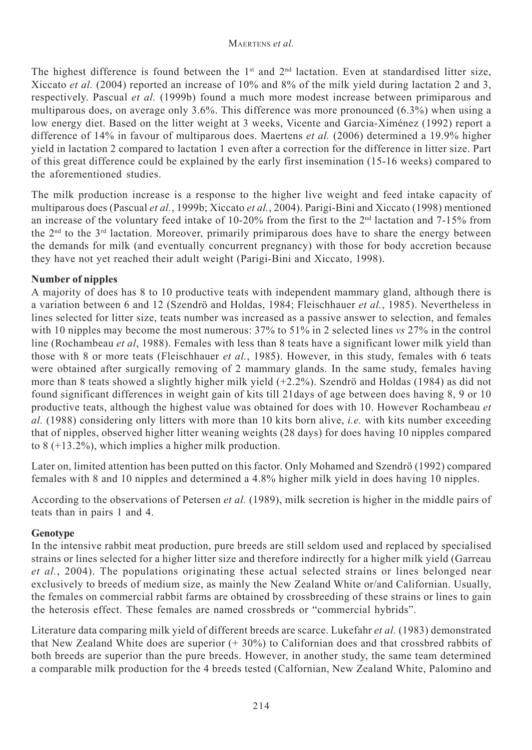The highest difference is found between the 1st and 2nd lactation. Even at standardised litter size, Xiccato *et al.* (2004) reported an increase of 10% and 8% of the milk yield during lactation 2 and 3, respectively. Pascual *et al.* (1999b) found a much more modest increase between primiparous and multiparous does, on average only 3.6%. This difference was more pronounced (6.3%) when using a low energy diet. Based on the litter weight at 3 weeks, Vicente and Garcia-Ximénez (1992) report a difference of 14% in favour of multiparous does. Maertens *et al.* (2006) determined a 19.9% higher yield in lactation 2 compared to lactation 1 even after a correction for the difference in litter size. Part of this great difference could be explained by the early first insemination (15-16 weeks) compared to the aforementioned studies.

The milk production increase is a response to the higher live weight and feed intake capacity of multiparous does (Pascual *et al.*, 1999b; Xiccato *et al.*, 2004). Parigi-Bini and Xiccato (1998) mentioned an increase of the voluntary feed intake of 10-20% from the first to the 2nd lactation and 7-15% from the 2nd to the 3rd lactation. Moreover, primarily primiparous does have to share the energy between the demands for milk (and eventually concurrent pregnancy) with those for body accretion because they have not yet reached their adult weight (Parigi-Bini and Xiccato, 1998).

**Number of nipples**

A majority of does has 8 to 10 productive teats with independent mammary gland, although there is a variation between 6 and 12 (Szendrö and Holdas, 1984; Fleischhauer *et al.*, 1985). Nevertheless in lines selected for litter size, teats number was increased as a passive answer to selection, and females with 10 nipples may become the most numerous: 37% to 51% in 2 selected lines *vs* 27% in the control line (Rochambeau *et al*, 1988). Females with less than 8 teats have a significant lower milk yield than those with 8 or more teats (Fleischhauer *et al.*, 1985). However, in this study, females with 6 teats were obtained after surgically removing of 2 mammary glands. In the same study, females having more than 8 teats showed a slightly higher milk yield (+2.2%). Szendrö and Holdas (1984) as did not found significant differences in weight gain of kits till 21days of age between does having 8, 9 or 10 productive teats, although the highest value was obtained for does with 10. However Rochambeau *et al.* (1988) considering only litters with more than 10 kits born alive, *i.e.* with kits number exceeding that of nipples, observed higher litter weaning weights (28 days) for does having 10 nipples compared to 8 (+13.2%), which implies a higher milk production.

Later on, limited attention has been putted on this factor. Only Mohamed and Szendrö (1992) compared females with 8 and 10 nipples and determined a 4.8% higher milk yield in does having 10 nipples.

According to the observations of Petersen *et al.* (1989), milk secretion is higher in the middle pairs of teats than in pairs 1 and 4.

**Genotype**

In the intensive rabbit meat production, pure breeds are still seldom used and replaced by specialised strains or lines selected for a higher litter size and therefore indirectly for a higher milk yield (Garreau *et al.*, 2004). The populations originating these actual selected strains or lines belonged near exclusively to breeds of medium size, as mainly the New Zealand White or/and Californian. Usually, the females on commercial rabbit farms are obtained by crossbreeding of these strains or lines to gain the heterosis effect. These females are named crossbreds or "commercial hybrids".

Literature data comparing milk yield of different breeds are scarce. Lukefahr *et al.* (1983) demonstrated that New Zealand White does are superior (+ 30%) to Californian does and that crossbred rabbits of both breeds are superior than the pure breeds. However, in another study, the same team determined a comparable milk production for the 4 breeds tested (Calfornian, New Zealand White, Palomino and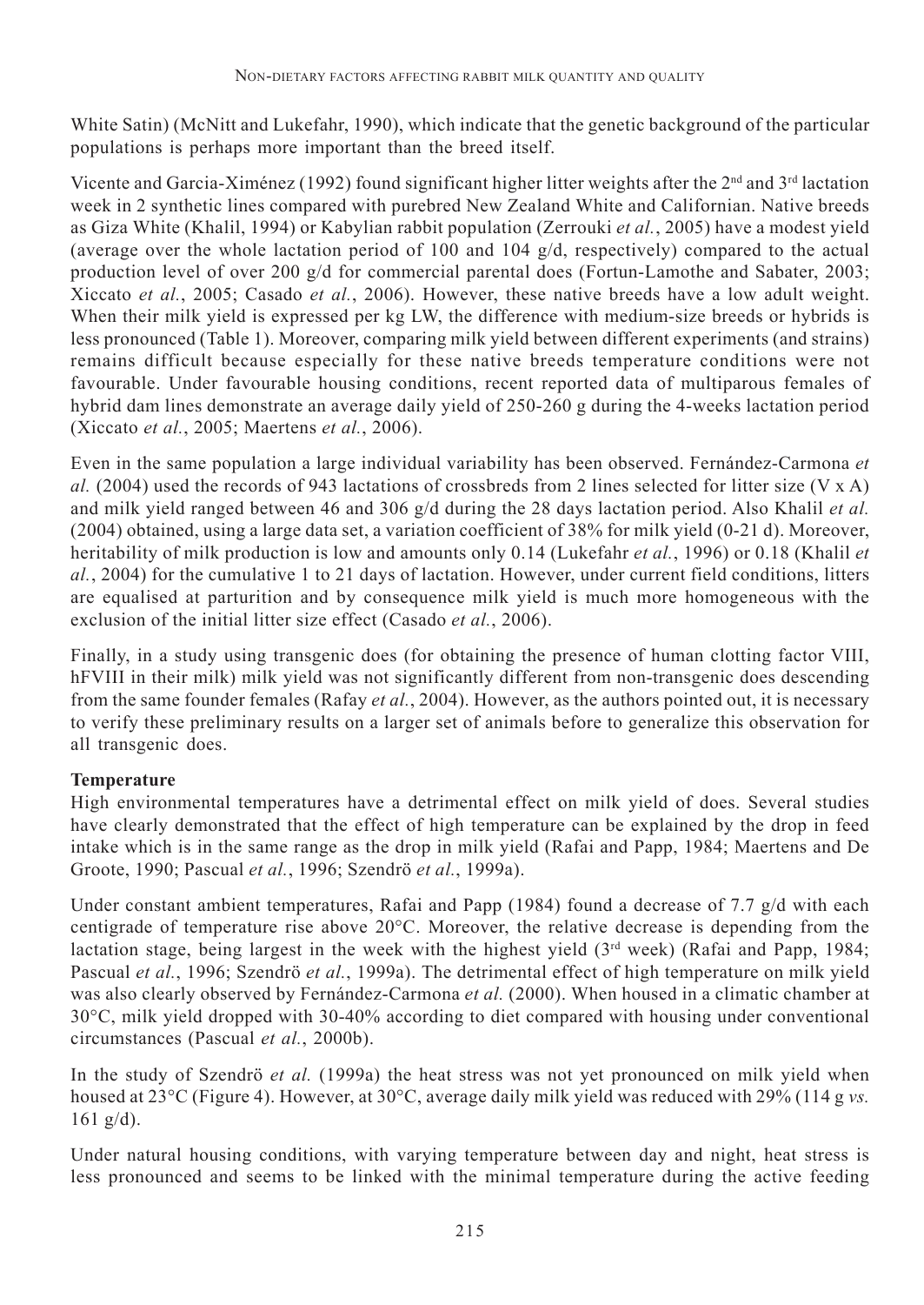White Satin) (McNitt and Lukefahr, 1990), which indicate that the genetic background of the particular populations is perhaps more important than the breed itself.

Vicente and Garcia-Ximénez (1992) found significant higher litter weights after the 2nd and 3rd lactation week in 2 synthetic lines compared with purebred New Zealand White and Californian. Native breeds as Giza White (Khalil, 1994) or Kabylian rabbit population (Zerrouki *et al.*, 2005) have a modest yield (average over the whole lactation period of 100 and 104 g/d, respectively) compared to the actual production level of over 200 g/d for commercial parental does (Fortun-Lamothe and Sabater, 2003; Xiccato *et al.*, 2005; Casado *et al.*, 2006). However, these native breeds have a low adult weight. When their milk yield is expressed per kg LW, the difference with medium-size breeds or hybrids is less pronounced (Table 1). Moreover, comparing milk yield between different experiments (and strains) remains difficult because especially for these native breeds temperature conditions were not favourable. Under favourable housing conditions, recent reported data of multiparous females of hybrid dam lines demonstrate an average daily yield of 250-260 g during the 4-weeks lactation period (Xiccato *et al.*, 2005; Maertens *et al.*, 2006).

Even in the same population a large individual variability has been observed. Fernández-Carmona *et al.* (2004) used the records of 943 lactations of crossbreds from 2 lines selected for litter size (V x A) and milk yield ranged between 46 and 306 g/d during the 28 days lactation period. Also Khalil *et al.* (2004) obtained, using a large data set, a variation coefficient of 38% for milk yield (0-21 d). Moreover, heritability of milk production is low and amounts only 0.14 (Lukefahr *et al.*, 1996) or 0.18 (Khalil *et al.*, 2004) for the cumulative 1 to 21 days of lactation. However, under current field conditions, litters are equalised at parturition and by consequence milk yield is much more homogeneous with the exclusion of the initial litter size effect (Casado *et al.*, 2006).

Finally, in a study using transgenic does (for obtaining the presence of human clotting factor VIII, hFVIII in their milk) milk yield was not significantly different from non-transgenic does descending from the same founder females (Rafay *et al.*, 2004). However, as the authors pointed out, it is necessary to verify these preliminary results on a larger set of animals before to generalize this observation for all transgenic does.

**Temperature**

High environmental temperatures have a detrimental effect on milk yield of does. Several studies have clearly demonstrated that the effect of high temperature can be explained by the drop in feed intake which is in the same range as the drop in milk yield (Rafai and Papp, 1984; Maertens and De Groote, 1990; Pascual *et al.*, 1996; Szendrö *et al.*, 1999a).

Under constant ambient temperatures, Rafai and Papp (1984) found a decrease of 7.7 g/d with each centigrade of temperature rise above 20°C. Moreover, the relative decrease is depending from the lactation stage, being largest in the week with the highest yield (3rd week) (Rafai and Papp, 1984; Pascual *et al.*, 1996; Szendrö *et al.*, 1999a). The detrimental effect of high temperature on milk yield was also clearly observed by Fernández-Carmona *et al.* (2000). When housed in a climatic chamber at 30°C, milk yield dropped with 30-40% according to diet compared with housing under conventional circumstances (Pascual *et al.*, 2000b).

In the study of Szendrö *et al.* (1999a) the heat stress was not yet pronounced on milk yield when housed at 23°C (Figure 4). However, at 30°C, average daily milk yield was reduced with 29% (114 g *vs.* 161 g/d).

Under natural housing conditions, with varying temperature between day and night, heat stress is less pronounced and seems to be linked with the minimal temperature during the active feeding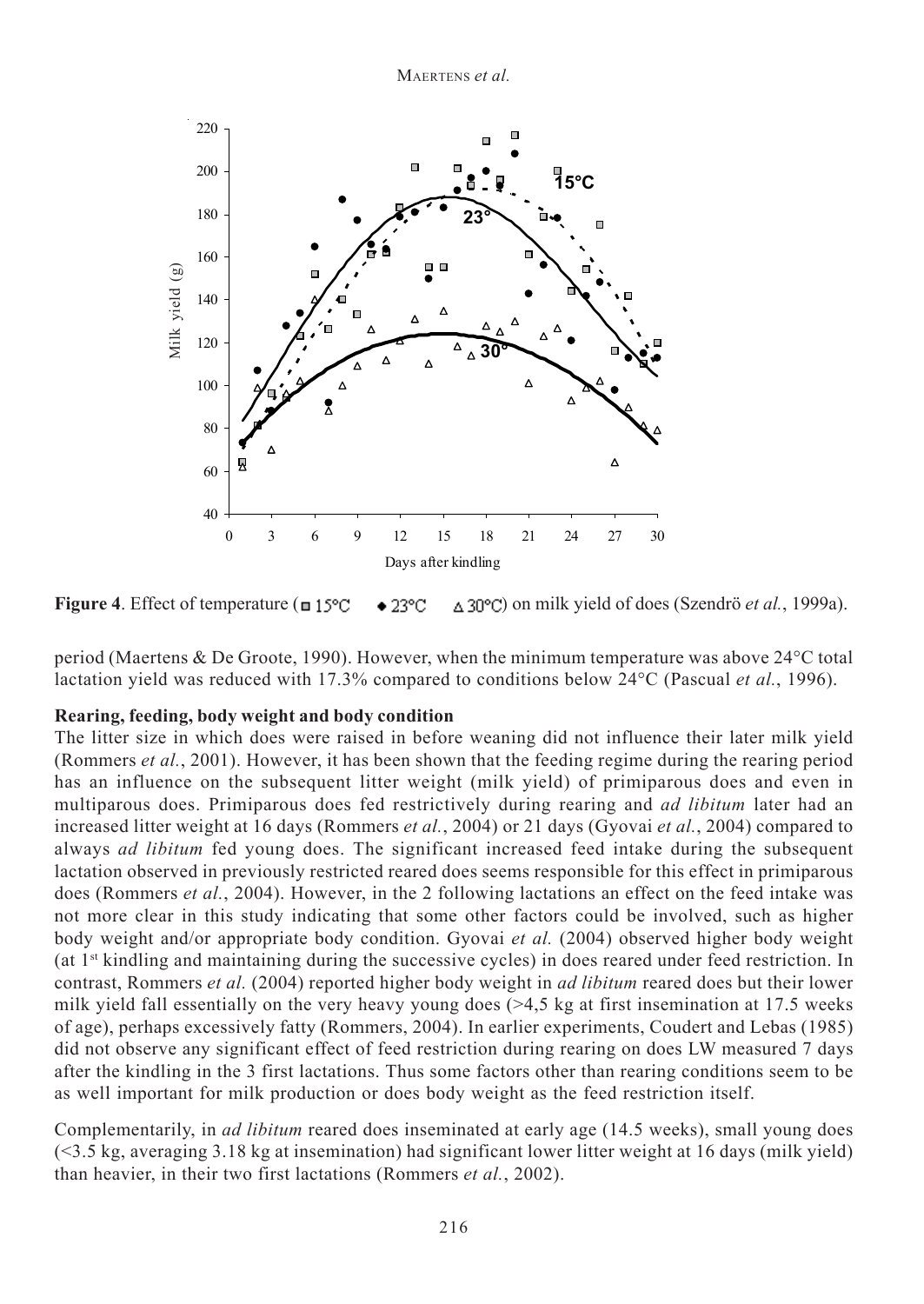**Figure 4**. Effect of temperature (□ 15°C ◆ 23°C △ 30°C) on milk yield of does (Szendrö *et al.*, 1999a).

period (Maertens & De Groote, 1990). However, when the minimum temperature was above 24°C total lactation yield was reduced with 17.3% compared to conditions below 24°C (Pascual *et al.*, 1996).

**Rearing, feeding, body weight and body condition**

The litter size in which does were raised in before weaning did not influence their later milk yield (Rommers *et al.*, 2001). However, it has been shown that the feeding regime during the rearing period has an influence on the subsequent litter weight (milk yield) of primiparous does and even in multiparous does. Primiparous does fed restrictively during rearing and *ad libitum* later had an increased litter weight at 16 days (Rommers *et al.*, 2004) or 21 days (Gyovai *et al.*, 2004) compared to always *ad libitum* fed young does. The significant increased feed intake during the subsequent lactation observed in previously restricted reared does seems responsible for this effect in primiparous does (Rommers *et al.*, 2004). However, in the 2 following lactations an effect on the feed intake was not more clear in this study indicating that some other factors could be involved, such as higher body weight and/or appropriate body condition. Gyovai *et al.* (2004) observed higher body weight (at 1st kindling and maintaining during the successive cycles) in does reared under feed restriction. In contrast, Rommers *et al.* (2004) reported higher body weight in *ad libitum* reared does but their lower milk yield fall essentially on the very heavy young does (>4,5 kg at first insemination at 17.5 weeks of age), perhaps excessively fatty (Rommers, 2004). In earlier experiments, Coudert and Lebas (1985) did not observe any significant effect of feed restriction during rearing on does LW measured 7 days after the kindling in the 3 first lactations. Thus some factors other than rearing conditions seem to be as well important for milk production or does body weight as the feed restriction itself.

Complementarily, in *ad libitum* reared does inseminated at early age (14.5 weeks), small young does (<3.5 kg, averaging 3.18 kg at insemination) had significant lower litter weight at 16 days (milk yield) than heavier, in their two first lactations (Rommers *et al.*, 2002).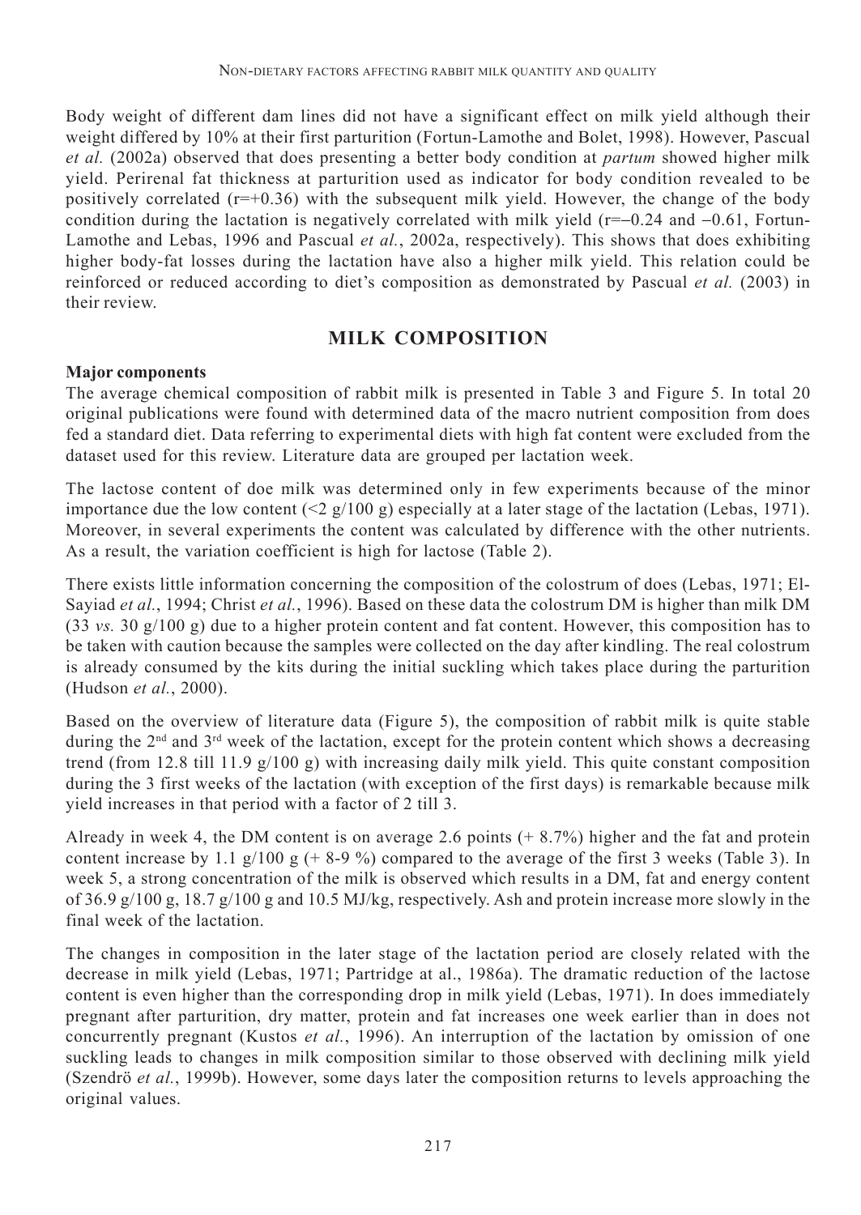Body weight of different dam lines did not have a significant effect on milk yield although their weight differed by 10% at their first parturition (Fortun-Lamothe and Bolet, 1998). However, Pascual *et al.* (2002a) observed that does presenting a better body condition at *partum* showed higher milk yield. Perirenal fat thickness at parturition used as indicator for body condition revealed to be positively correlated ($r=+0.36$) with the subsequent milk yield. However, the change of the body condition during the lactation is negatively correlated with milk yield ($r=-0.24$ and $-0.61$, Fortun-Lamothe and Lebas, 1996 and Pascual *et al.*, 2002a, respectively). This shows that does exhibiting higher body-fat losses during the lactation have also a higher milk yield. This relation could be reinforced or reduced according to diet's composition as demonstrated by Pascual *et al.* (2003) in their review.

## MILK COMPOSITION

**Major components**

The average chemical composition of rabbit milk is presented in Table 3 and Figure 5. In total 20 original publications were found with determined data of the macro nutrient composition from does fed a standard diet. Data referring to experimental diets with high fat content were excluded from the dataset used for this review. Literature data are grouped per lactation week.

The lactose content of doe milk was determined only in few experiments because of the minor importance due the low content (<2 g/100 g) especially at a later stage of the lactation (Lebas, 1971). Moreover, in several experiments the content was calculated by difference with the other nutrients. As a result, the variation coefficient is high for lactose (Table 2).

There exists little information concerning the composition of the colostrum of does (Lebas, 1971; El-Sayiad *et al.*, 1994; Christ *et al.*, 1996). Based on these data the colostrum DM is higher than milk DM (33 *vs.* 30 g/100 g) due to a higher protein content and fat content. However, this composition has to be taken with caution because the samples were collected on the day after kindling. The real colostrum is already consumed by the kits during the initial suckling which takes place during the parturition (Hudson *et al.*, 2000).

Based on the overview of literature data (Figure 5), the composition of rabbit milk is quite stable during the 2nd and 3rd week of the lactation, except for the protein content which shows a decreasing trend (from 12.8 till 11.9 g/100 g) with increasing daily milk yield. This quite constant composition during the 3 first weeks of the lactation (with exception of the first days) is remarkable because milk yield increases in that period with a factor of 2 till 3.

Already in week 4, the DM content is on average 2.6 points (+ 8.7%) higher and the fat and protein content increase by 1.1 g/100 g (+ 8-9 %) compared to the average of the first 3 weeks (Table 3). In week 5, a strong concentration of the milk is observed which results in a DM, fat and energy content of 36.9 g/100 g, 18.7 g/100 g and 10.5 MJ/kg, respectively. Ash and protein increase more slowly in the final week of the lactation.

The changes in composition in the later stage of the lactation period are closely related with the decrease in milk yield (Lebas, 1971; Partridge at al., 1986a). The dramatic reduction of the lactose content is even higher than the corresponding drop in milk yield (Lebas, 1971). In does immediately pregnant after parturition, dry matter, protein and fat increases one week earlier than in does not concurrently pregnant (Kustos *et al.*, 1996). An interruption of the lactation by omission of one suckling leads to changes in milk composition similar to those observed with declining milk yield (Szendrö *et al.*, 1999b). However, some days later the composition returns to levels approaching the original values.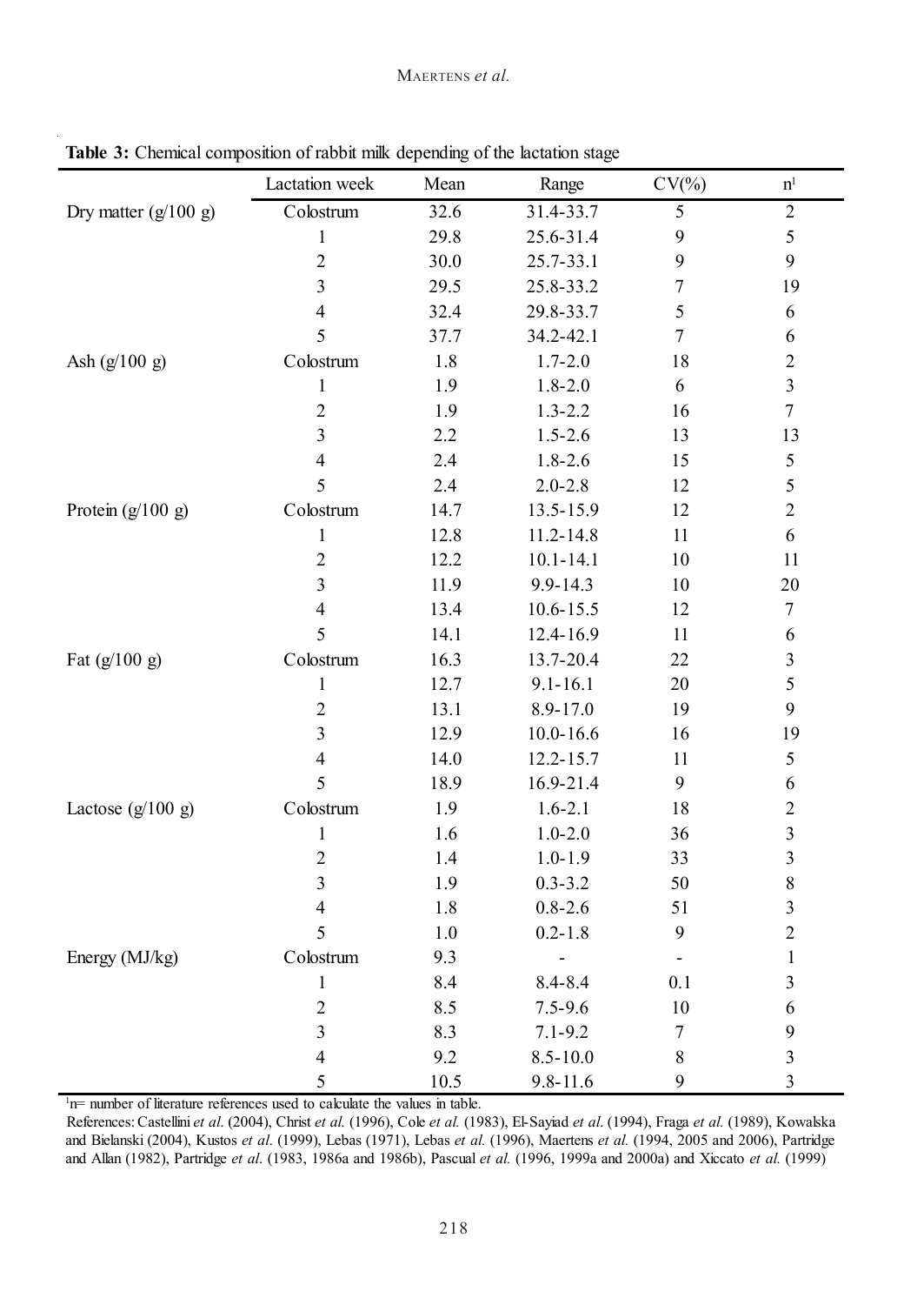**Table 3:** Chemical composition of rabbit milk depending of the lactation stage

| | Lactation week | Mean | Range | CV(%) | n[1] |
|---|---|---|---|---|---|
| Dry matter (g/100 g) | Colostrum | 32.6 | 31.4-33.7 | 5 | 2 |
| | 1 | 29.8 | 25.6-31.4 | 9 | 5 |
| | 2 | 30.0 | 25.7-33.1 | 9 | 9 |
| | 3 | 29.5 | 25.8-33.2 | 7 | 19 |
| | 4 | 32.4 | 29.8-33.7 | 5 | 6 |
| | 5 | 37.7 | 34.2-42.1 | 7 | 6 |
| Ash (g/100 g) | Colostrum | 1.8 | 1.7-2.0 | 18 | 2 |
| | 1 | 1.9 | 1.8-2.0 | 6 | 3 |
| | 2 | 1.9 | 1.3-2.2 | 16 | 7 |
| | 3 | 2.2 | 1.5-2.6 | 13 | 13 |
| | 4 | 2.4 | 1.8-2.6 | 15 | 5 |
| | 5 | 2.4 | 2.0-2.8 | 12 | 5 |
| Protein (g/100 g) | Colostrum | 14.7 | 13.5-15.9 | 12 | 2 |
| | 1 | 12.8 | 11.2-14.8 | 11 | 6 |
| | 2 | 12.2 | 10.1-14.1 | 10 | 11 |
| | 3 | 11.9 | 9.9-14.3 | 10 | 20 |
| | 4 | 13.4 | 10.6-15.5 | 12 | 7 |
| | 5 | 14.1 | 12.4-16.9 | 11 | 6 |
| Fat (g/100 g) | Colostrum | 16.3 | 13.7-20.4 | 22 | 3 |
| | 1 | 12.7 | 9.1-16.1 | 20 | 5 |
| | 2 | 13.1 | 8.9-17.0 | 19 | 9 |
| | 3 | 12.9 | 10.0-16.6 | 16 | 19 |
| | 4 | 14.0 | 12.2-15.7 | 11 | 5 |
| | 5 | 18.9 | 16.9-21.4 | 9 | 6 |
| Lactose (g/100 g) | Colostrum | 1.9 | 1.6-2.1 | 18 | 2 |
| | 1 | 1.6 | 1.0-2.0 | 36 | 3 |
| | 2 | 1.4 | 1.0-1.9 | 33 | 3 |
| | 3 | 1.9 | 0.3-3.2 | 50 | 8 |
| | 4 | 1.8 | 0.8-2.6 | 51 | 3 |
| | 5 | 1.0 | 0.2-1.8 | 9 | 2 |
| Energy (MJ/kg) | Colostrum | 9.3 | - | - | 1 |
| | 1 | 8.4 | 8.4-8.4 | 0.1 | 3 |
| | 2 | 8.5 | 7.5-9.6 | 10 | 6 |
| | 3 | 8.3 | 7.1-9.2 | 7 | 9 |
| | 4 | 9.2 | 8.5-10.0 | 8 | 3 |
| | 5 | 10.5 | 9.8-11.6 | 9 | 3 |

[1]n= number of literature references used to calculate the values in table.

References: Castellini *et al.* (2004), Christ *et al.* (1996), Cole *et al.* (1983), El-Sayiad *et al.* (1994), Fraga *et al.* (1989), Kowalska and Bielanski (2004), Kustos *et al.* (1999), Lebas (1971), Lebas *et al.* (1996), Maertens *et al.* (1994, 2005 and 2006), Partridge and Allan (1982), Partridge *et al.* (1983, 1986a and 1986b), Pascual *et al.* (1996, 1999a and 2000a) and Xiccato *et al.* (1999)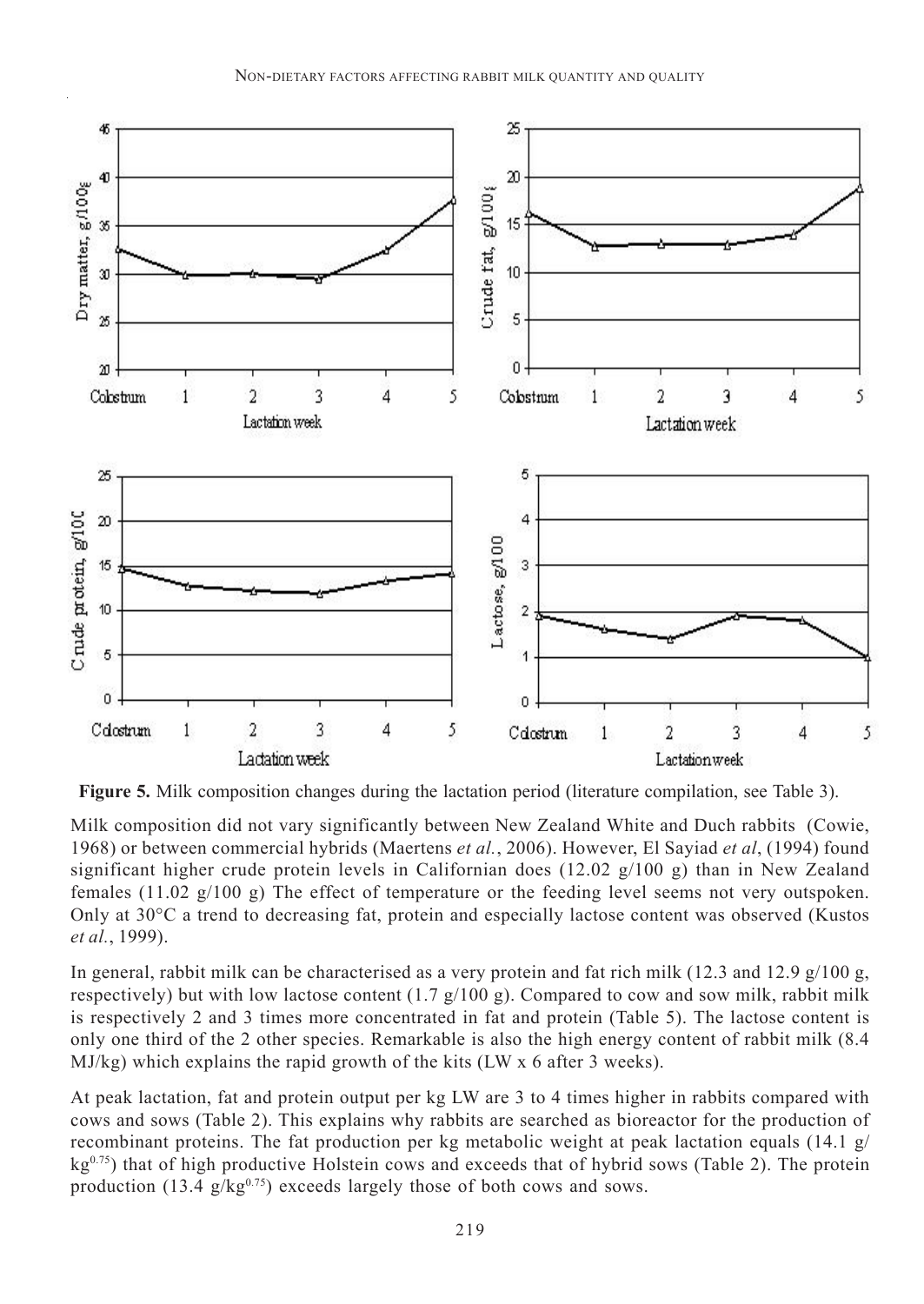**Figure 5.** Milk composition changes during the lactation period (literature compilation, see Table 3).

Milk composition did not vary significantly between New Zealand White and Duch rabbits (Cowie, 1968) or between commercial hybrids (Maertens *et al.*, 2006). However, El Sayiad *et al*, (1994) found significant higher crude protein levels in Californian does (12.02 g/100 g) than in New Zealand females (11.02 g/100 g) The effect of temperature or the feeding level seems not very outspoken. Only at 30°C a trend to decreasing fat, protein and especially lactose content was observed (Kustos *et al.*, 1999).

In general, rabbit milk can be characterised as a very protein and fat rich milk (12.3 and 12.9 g/100 g, respectively) but with low lactose content (1.7 g/100 g). Compared to cow and sow milk, rabbit milk is respectively 2 and 3 times more concentrated in fat and protein (Table 5). The lactose content is only one third of the 2 other species. Remarkable is also the high energy content of rabbit milk (8.4 MJ/kg) which explains the rapid growth of the kits (LW x 6 after 3 weeks).

At peak lactation, fat and protein output per kg LW are 3 to 4 times higher in rabbits compared with cows and sows (Table 2). This explains why rabbits are searched as bioreactor for the production of recombinant proteins. The fat production per kg metabolic weight at peak lactation equals (14.1 g/$kg^{0.75}$) that of high productive Holstein cows and exceeds that of hybrid sows (Table 2). The protein production (13.4 g/$kg^{0.75}$) exceeds largely those of both cows and sows.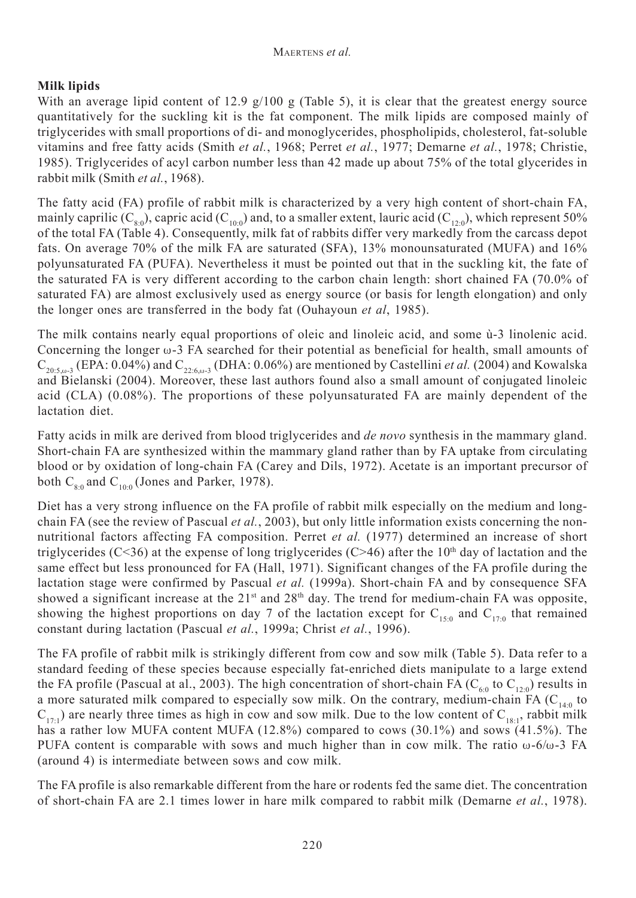## Milk lipids

With an average lipid content of 12.9 g/100 g (Table 5), it is clear that the greatest energy source quantitatively for the suckling kit is the fat component. The milk lipids are composed mainly of triglycerides with small proportions of di- and monoglycerides, phospholipids, cholesterol, fat-soluble vitamins and free fatty acids (Smith *et al.*, 1968; Perret *et al.*, 1977; Demarne *et al.*, 1978; Christie, 1985). Triglycerides of acyl carbon number less than 42 made up about 75% of the total glycerides in rabbit milk (Smith *et al.*, 1968).

The fatty acid (FA) profile of rabbit milk is characterized by a very high content of short-chain FA, mainly caprilic ($C_{8:0}$), capric acid ($C_{10:0}$) and, to a smaller extent, lauric acid ($C_{12:0}$), which represent 50% of the total FA (Table 4). Consequently, milk fat of rabbits differ very markedly from the carcass depot fats. On average 70% of the milk FA are saturated (SFA), 13% monounsaturated (MUFA) and 16% polyunsaturated FA (PUFA). Nevertheless it must be pointed out that in the suckling kit, the fate of the saturated FA is very different according to the carbon chain length: short chained FA (70.0% of saturated FA) are almost exclusively used as energy source (or basis for length elongation) and only the longer ones are transferred in the body fat (Ouhayoun *et al*, 1985).

The milk contains nearly equal proportions of oleic and linoleic acid, and some ù-3 linolenic acid. Concerning the longer ω-3 FA searched for their potential as beneficial for health, small amounts of $C_{20:5,\omega\text{-}3}$ (EPA: 0.04%) and $C_{22:6,\omega\text{-}3}$ (DHA: 0.06%) are mentioned by Castellini *et al.* (2004) and Kowalska and Bielanski (2004). Moreover, these last authors found also a small amount of conjugated linoleic acid (CLA) (0.08%). The proportions of these polyunsaturated FA are mainly dependent of the lactation diet.

Fatty acids in milk are derived from blood triglycerides and *de novo* synthesis in the mammary gland. Short-chain FA are synthesized within the mammary gland rather than by FA uptake from circulating blood or by oxidation of long-chain FA (Carey and Dils, 1972). Acetate is an important precursor of both $C_{8:0}$ and $C_{10:0}$ (Jones and Parker, 1978).

Diet has a very strong influence on the FA profile of rabbit milk especially on the medium and long-chain FA (see the review of Pascual *et al.*, 2003), but only little information exists concerning the non-nutritional factors affecting FA composition. Perret *et al.* (1977) determined an increase of short triglycerides (C<36) at the expense of long triglycerides (C>46) after the 10[th] day of lactation and the same effect but less pronounced for FA (Hall, 1971). Significant changes of the FA profile during the lactation stage were confirmed by Pascual *et al.* (1999a). Short-chain FA and by consequence SFA showed a significant increase at the 21[st] and 28[th] day. The trend for medium-chain FA was opposite, showing the highest proportions on day 7 of the lactation except for $C_{15:0}$ and $C_{17:0}$ that remained constant during lactation (Pascual *et al.*, 1999a; Christ *et al.*, 1996).

The FA profile of rabbit milk is strikingly different from cow and sow milk (Table 5). Data refer to a standard feeding of these species because especially fat-enriched diets manipulate to a large extend the FA profile (Pascual at al., 2003). The high concentration of short-chain FA ($C_{6:0}$ to $C_{12:0}$) results in a more saturated milk compared to especially sow milk. On the contrary, medium-chain FA ($C_{14:0}$ to $C_{17:1}$) are nearly three times as high in cow and sow milk. Due to the low content of $C_{18:1}$, rabbit milk has a rather low MUFA content MUFA (12.8%) compared to cows (30.1%) and sows (41.5%). The PUFA content is comparable with sows and much higher than in cow milk. The ratio ω-6/ω-3 FA (around 4) is intermediate between sows and cow milk.

The FA profile is also remarkable different from the hare or rodents fed the same diet. The concentration of short-chain FA are 2.1 times lower in hare milk compared to rabbit milk (Demarne *et al.*, 1978).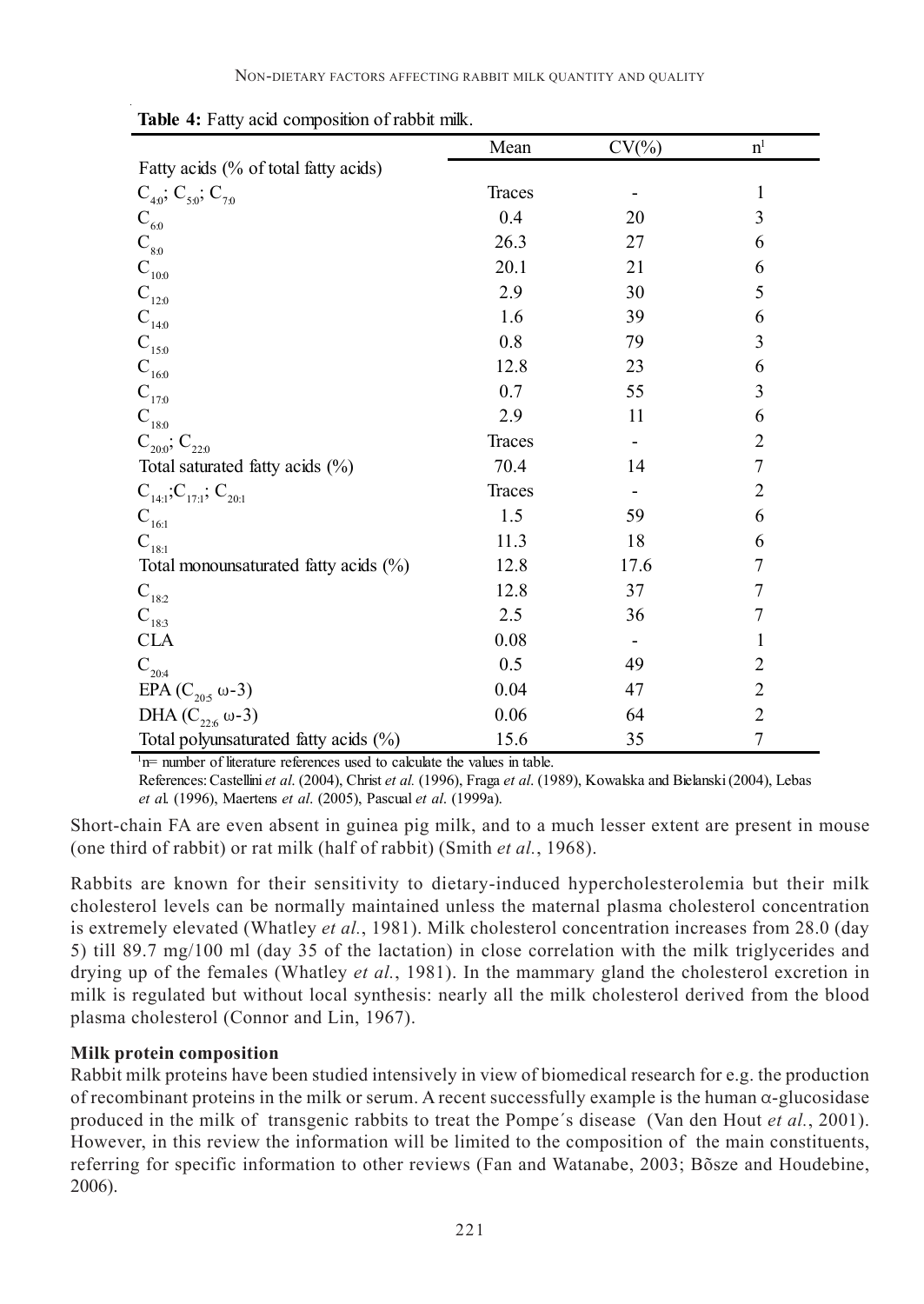**Table 4:** Fatty acid composition of rabbit milk.

| | Mean | CV(%) | n[1] |
|---|---|---|---|
| Fatty acids (% of total fatty acids) | | | |
| $C_{4:0}$; $C_{5:0}$; $C_{7:0}$ | Traces | - | 1 |
| $C_{6:0}$ | 0.4 | 20 | 3 |
| $C_{8:0}$ | 26.3 | 27 | 6 |
| $C_{10:0}$ | 20.1 | 21 | 6 |
| $C_{12:0}$ | 2.9 | 30 | 5 |
| $C_{14:0}$ | 1.6 | 39 | 6 |
| $C_{15:0}$ | 0.8 | 79 | 3 |
| $C_{16:0}$ | 12.8 | 23 | 6 |
| $C_{17:0}$ | 0.7 | 55 | 3 |
| $C_{18:0}$ | 2.9 | 11 | 6 |
| $C_{20:0}$; $C_{22:0}$ | Traces | - | 2 |
| Total saturated fatty acids (%) | 70.4 | 14 | 7 |
| $C_{14:1}$;$C_{17:1}$; $C_{20:1}$ | Traces | - | 2 |
| $C_{16:1}$ | 1.5 | 59 | 6 |
| $C_{18:1}$ | 11.3 | 18 | 6 |
| Total monounsaturated fatty acids (%) | 12.8 | 17.6 | 7 |
| $C_{18:2}$ | 12.8 | 37 | 7 |
| $C_{18:3}$ | 2.5 | 36 | 7 |
| CLA | 0.08 | - | 1 |
| $C_{20:4}$ | 0.5 | 49 | 2 |
| EPA ($C_{20:5}$ ω-3) | 0.04 | 47 | 2 |
| DHA ($C_{22:6}$ ω-3) | 0.06 | 64 | 2 |
| Total polyunsaturated fatty acids (%) | 15.6 | 35 | 7 |

[1]n= number of literature references used to calculate the values in table.

References: Castellini *et al.* (2004), Christ *et al.* (1996), Fraga *et al.* (1989), Kowalska and Bielanski (2004), Lebas *et al.* (1996), Maertens *et al.* (2005), Pascual *et al.* (1999a).

Short-chain FA are even absent in guinea pig milk, and to a much lesser extent are present in mouse (one third of rabbit) or rat milk (half of rabbit) (Smith *et al.*, 1968).

Rabbits are known for their sensitivity to dietary-induced hypercholesterolemia but their milk cholesterol levels can be normally maintained unless the maternal plasma cholesterol concentration is extremely elevated (Whatley *et al.*, 1981). Milk cholesterol concentration increases from 28.0 (day 5) till 89.7 mg/100 ml (day 35 of the lactation) in close correlation with the milk triglycerides and drying up of the females (Whatley *et al.*, 1981). In the mammary gland the cholesterol excretion in milk is regulated but without local synthesis: nearly all the milk cholesterol derived from the blood plasma cholesterol (Connor and Lin, 1967).

**Milk protein composition**

Rabbit milk proteins have been studied intensively in view of biomedical research for e.g. the production of recombinant proteins in the milk or serum. A recent successfully example is the human α-glucosidase produced in the milk of transgenic rabbits to treat the Pompe´s disease (Van den Hout *et al.*, 2001). However, in this review the information will be limited to the composition of the main constituents, referring for specific information to other reviews (Fan and Watanabe, 2003; Bõsze and Houdebine, 2006).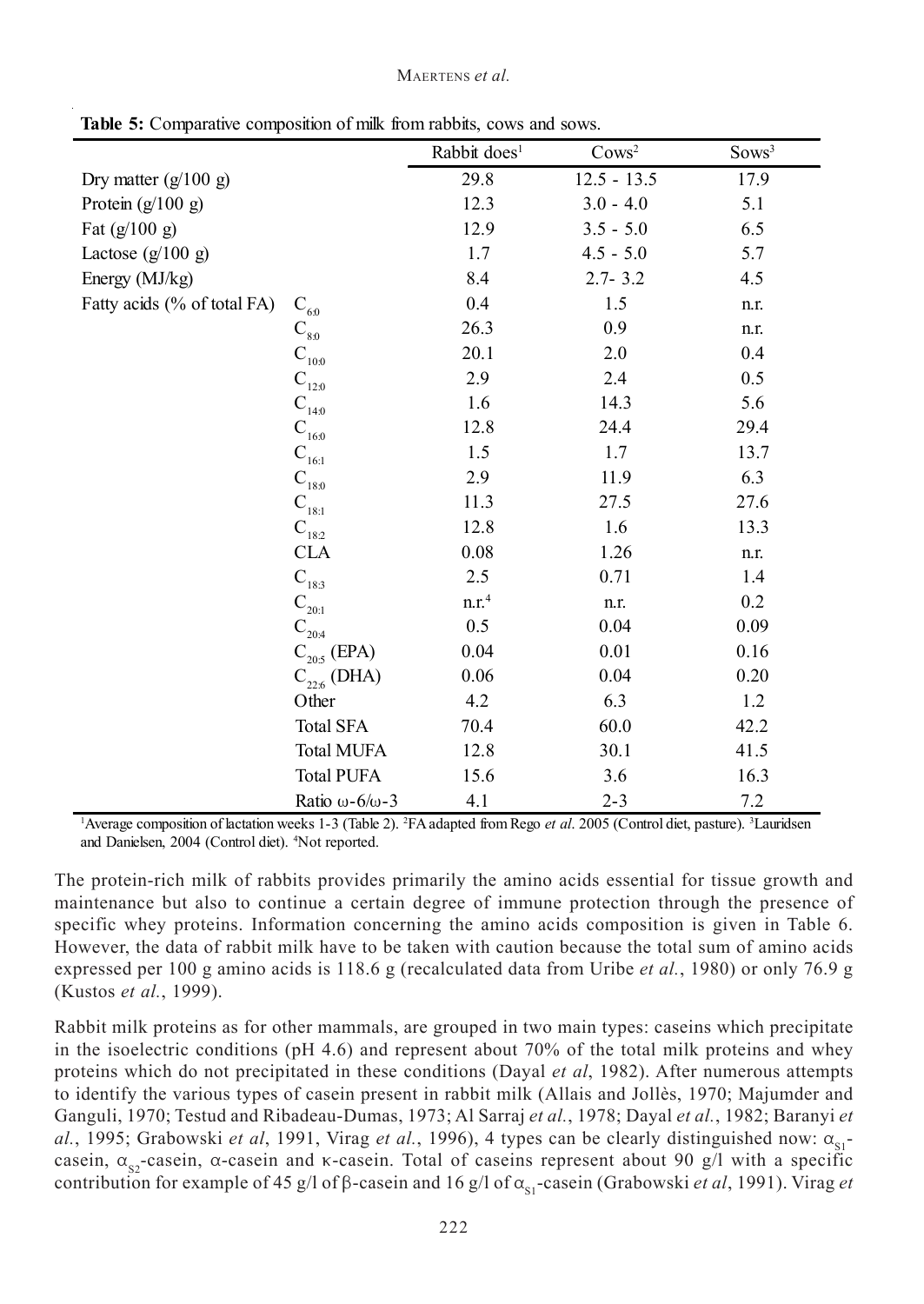**Table 5:** Comparative composition of milk from rabbits, cows and sows.

| | | Rabbit does[1] | Cows[2] | Sows[3] |
|---|---|---|---|---|
| Dry matter (g/100 g) | | 29.8 | 12.5 - 13.5 | 17.9 |
| Protein (g/100 g) | | 12.3 | 3.0 - 4.0 | 5.1 |
| Fat (g/100 g) | | 12.9 | 3.5 - 5.0 | 6.5 |
| Lactose (g/100 g) | | 1.7 | 4.5 - 5.0 | 5.7 |
| Energy (MJ/kg) | | 8.4 | 2.7- 3.2 | 4.5 |
| Fatty acids (% of total FA) | $C_{6:0}$ | 0.4 | 1.5 | n.r. |
| | $C_{8:0}$ | 26.3 | 0.9 | n.r. |
| | $C_{10:0}$ | 20.1 | 2.0 | 0.4 |
| | $C_{12:0}$ | 2.9 | 2.4 | 0.5 |
| | $C_{14:0}$ | 1.6 | 14.3 | 5.6 |
| | $C_{16:0}$ | 12.8 | 24.4 | 29.4 |
| | $C_{16:1}$ | 1.5 | 1.7 | 13.7 |
| | $C_{18:0}$ | 2.9 | 11.9 | 6.3 |
| | $C_{18:1}$ | 11.3 | 27.5 | 27.6 |
| | $C_{18:2}$ | 12.8 | 1.6 | 13.3 |
| | CLA | 0.08 | 1.26 | n.r. |
| | $C_{18:3}$ | 2.5 | 0.71 | 1.4 |
| | $C_{20:1}$ | n.r.[4] | n.r. | 0.2 |
| | $C_{20:4}$ | 0.5 | 0.04 | 0.09 |
| | $C_{20:5}$ (EPA) | 0.04 | 0.01 | 0.16 |
| | $C_{22:6}$ (DHA) | 0.06 | 0.04 | 0.20 |
| | Other | 4.2 | 6.3 | 1.2 |
| | Total SFA | 70.4 | 60.0 | 42.2 |
| | Total MUFA | 12.8 | 30.1 | 41.5 |
| | Total PUFA | 15.6 | 3.6 | 16.3 |
| | Ratio $\omega$-6/$\omega$-3 | 4.1 | 2-3 | 7.2 |

[1]Average composition of lactation weeks 1-3 (Table 2). [2]FA adapted from Rego *et al*. 2005 (Control diet, pasture). [3]Lauridsen and Danielsen, 2004 (Control diet). [4]Not reported.

The protein-rich milk of rabbits provides primarily the amino acids essential for tissue growth and maintenance but also to continue a certain degree of immune protection through the presence of specific whey proteins. Information concerning the amino acids composition is given in Table 6. However, the data of rabbit milk have to be taken with caution because the total sum of amino acids expressed per 100 g amino acids is 118.6 g (recalculated data from Uribe *et al.*, 1980) or only 76.9 g (Kustos *et al.*, 1999).

Rabbit milk proteins as for other mammals, are grouped in two main types: caseins which precipitate in the isoelectric conditions (pH 4.6) and represent about 70% of the total milk proteins and whey proteins which do not precipitated in these conditions (Dayal *et al*, 1982). After numerous attempts to identify the various types of casein present in rabbit milk (Allais and Jollès, 1970; Majumder and Ganguli, 1970; Testud and Ribadeau-Dumas, 1973; Al Sarraj *et al.*, 1978; Dayal *et al.*, 1982; Baranyi *et al.*, 1995; Grabowski *et al*, 1991, Virag *et al.*, 1996), 4 types can be clearly distinguished now: $\alpha_{S1}$-casein, $\alpha_{S2}$-casein, $\alpha$-casein and $\kappa$-casein. Total of caseins represent about 90 g/l with a specific contribution for example of 45 g/l of $\beta$-casein and 16 g/l of $\alpha_{S1}$-casein (Grabowski *et al*, 1991). Virag *et*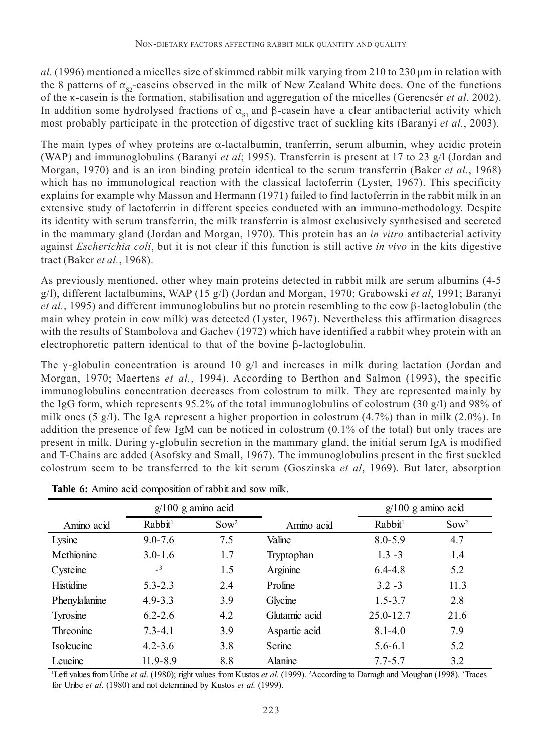*al.* (1996) mentioned a micelles size of skimmed rabbit milk varying from 210 to 230 µm in relation with the 8 patterns of $\alpha_{s2}$-caseins observed in the milk of New Zealand White does. One of the functions of the κ-casein is the formation, stabilisation and aggregation of the micelles (Gerencsér *et al*, 2002). In addition some hydrolysed fractions of $\alpha_{s1}$ and β-casein have a clear antibacterial activity which most probably participate in the protection of digestive tract of suckling kits (Baranyi *et al.*, 2003).

The main types of whey proteins are α-lactalbumin, tranferrin, serum albumin, whey acidic protein (WAP) and immunoglobulins (Baranyi *et al*; 1995). Transferrin is present at 17 to 23 g/l (Jordan and Morgan, 1970) and is an iron binding protein identical to the serum transferrin (Baker *et al.*, 1968) which has no immunological reaction with the classical lactoferrin (Lyster, 1967). This specificity explains for example why Masson and Hermann (1971) failed to find lactoferrin in the rabbit milk in an extensive study of lactoferrin in different species conducted with an immuno-methodology. Despite its identity with serum transferrin, the milk transferrin is almost exclusively synthesised and secreted in the mammary gland (Jordan and Morgan, 1970). This protein has an *in vitro* antibacterial activity against *Escherichia coli*, but it is not clear if this function is still active *in vivo* in the kits digestive tract (Baker *et al.*, 1968).

As previously mentioned, other whey main proteins detected in rabbit milk are serum albumins (4-5 g/l), different lactalbumins, WAP (15 g/l) (Jordan and Morgan, 1970; Grabowski *et al*, 1991; Baranyi *et al.*, 1995) and different immunoglobulins but no protein resembling to the cow β-lactoglobulin (the main whey protein in cow milk) was detected (Lyster, 1967). Nevertheless this affirmation disagrees with the results of Stambolova and Gachev (1972) which have identified a rabbit whey protein with an electrophoretic pattern identical to that of the bovine β-lactoglobulin.

The γ-globulin concentration is around 10 g/l and increases in milk during lactation (Jordan and Morgan, 1970; Maertens *et al.*, 1994). According to Berthon and Salmon (1993), the specific immunoglobulins concentration decreases from colostrum to milk. They are represented mainly by the IgG form, which represents 95.2% of the total immunoglobulins of colostrum (30 g/l) and 98% of milk ones (5 g/l). The IgA represent a higher proportion in colostrum (4.7%) than in milk (2.0%). In addition the presence of few IgM can be noticed in colostrum (0.1% of the total) but only traces are present in milk. During γ-globulin secretion in the mammary gland, the initial serum IgA is modified and T-Chains are added (Asofsky and Small, 1967). The immunoglobulins present in the first suckled colostrum seem to be transferred to the kit serum (Goszinska *et al*, 1969). But later, absorption

**Table 6:** Amino acid composition of rabbit and sow milk.

| | g/100 g amino acid | | | g/100 g amino acid | |
|---|---|---|---|---|---|
| Amino acid | Rabbit[1] | Sow[2] | Amino acid | Rabbit[1] | Sow[2] |
| Lysine | 9.0-7.6 | 7.5 | Valine | 8.0-5.9 | 4.7 |
| Methionine | 3.0-1.6 | 1.7 | Tryptophan | 1.3 -3 | 1.4 |
| Cysteine | -[3] | 1.5 | Arginine | 6.4-4.8 | 5.2 |
| Histidine | 5.3-2.3 | 2.4 | Proline | 3.2 -3 | 11.3 |
| Phenylalanine | 4.9-3.3 | 3.9 | Glycine | 1.5-3.7 | 2.8 |
| Tyrosine | 6.2-2.6 | 4.2 | Glutamic acid | 25.0-12.7 | 21.6 |
| Threonine | 7.3-4.1 | 3.9 | Aspartic acid | 8.1-4.0 | 7.9 |
| Isoleucine | 4.2-3.6 | 3.8 | Serine | 5.6-6.1 | 5.2 |
| Leucine | 11.9-8.9 | 8.8 | Alanine | 7.7-5.7 | 3.2 |

[1]Left values from Uribe *et al*. (1980); right values from Kustos *et al*. (1999). [2]According to Darragh and Moughan (1998). [3]Traces for Uribe *et al*. (1980) and not determined by Kustos *et al.* (1999).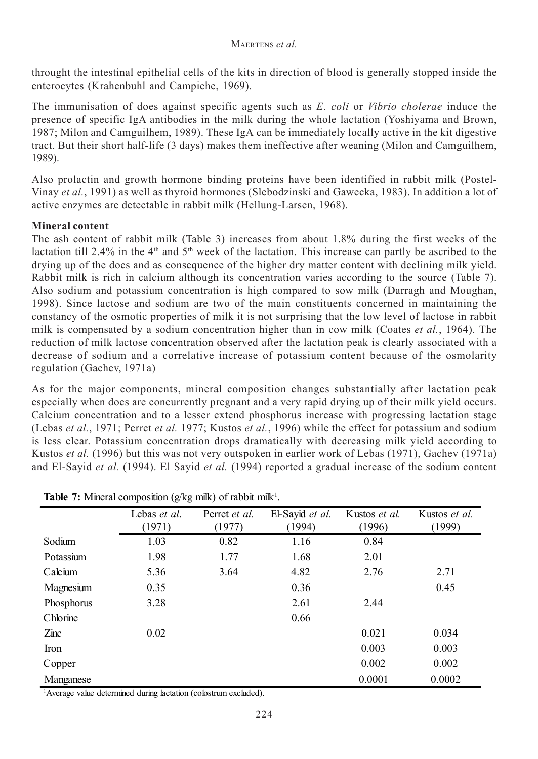throught the intestinal epithelial cells of the kits in direction of blood is generally stopped inside the enterocytes (Krahenbuhl and Campiche, 1969).

The immunisation of does against specific agents such as *E. coli* or *Vibrio cholerae* induce the presence of specific IgA antibodies in the milk during the whole lactation (Yoshiyama and Brown, 1987; Milon and Camguilhem, 1989). These IgA can be immediately locally active in the kit digestive tract. But their short half-life (3 days) makes them ineffective after weaning (Milon and Camguilhem, 1989).

Also prolactin and growth hormone binding proteins have been identified in rabbit milk (Postel-Vinay *et al.*, 1991) as well as thyroid hormones (Slebodzinski and Gawecka, 1983). In addition a lot of active enzymes are detectable in rabbit milk (Hellung-Larsen, 1968).

**Mineral content**

The ash content of rabbit milk (Table 3) increases from about 1.8% during the first weeks of the lactation till 2.4% in the 4th and 5th week of the lactation. This increase can partly be ascribed to the drying up of the does and as consequence of the higher dry matter content with declining milk yield. Rabbit milk is rich in calcium although its concentration varies according to the source (Table 7). Also sodium and potassium concentration is high compared to sow milk (Darragh and Moughan, 1998). Since lactose and sodium are two of the main constituents concerned in maintaining the constancy of the osmotic properties of milk it is not surprising that the low level of lactose in rabbit milk is compensated by a sodium concentration higher than in cow milk (Coates *et al.*, 1964). The reduction of milk lactose concentration observed after the lactation peak is clearly associated with a decrease of sodium and a correlative increase of potassium content because of the osmolarity regulation (Gachev, 1971a)

As for the major components, mineral composition changes substantially after lactation peak especially when does are concurrently pregnant and a very rapid drying up of their milk yield occurs. Calcium concentration and to a lesser extend phosphorus increase with progressing lactation stage (Lebas *et al.*, 1971; Perret *et al.* 1977; Kustos *et al.*, 1996) while the effect for potassium and sodium is less clear. Potassium concentration drops dramatically with decreasing milk yield according to Kustos *et al.* (1996) but this was not very outspoken in earlier work of Lebas (1971), Gachev (1971a) and El-Sayid *et al.* (1994). El Sayid *et al.* (1994) reported a gradual increase of the sodium content

**Table 7:** Mineral composition (g/kg milk) of rabbit milk[1].

| | Lebas *et al.* (1971) | Perret *et al.* (1977) | El-Sayid *et al.* (1994) | Kustos *et al.* (1996) | Kustos *et al.* (1999) |
|---|---|---|---|---|---|
| Sodium | 1.03 | 0.82 | 1.16 | 0.84 | |
| Potassium | 1.98 | 1.77 | 1.68 | 2.01 | |
| Calcium | 5.36 | 3.64 | 4.82 | 2.76 | 2.71 |
| Magnesium | 0.35 | | 0.36 | | 0.45 |
| Phosphorus | 3.28 | | 2.61 | 2.44 | |
| Chlorine | | | 0.66 | | |
| Zinc | 0.02 | | | 0.021 | 0.034 |
| Iron | | | | 0.003 | 0.003 |
| Copper | | | | 0.002 | 0.002 |
| Manganese | | | | 0.0001 | 0.0002 |

[1]Average value determined during lactation (colostrum excluded).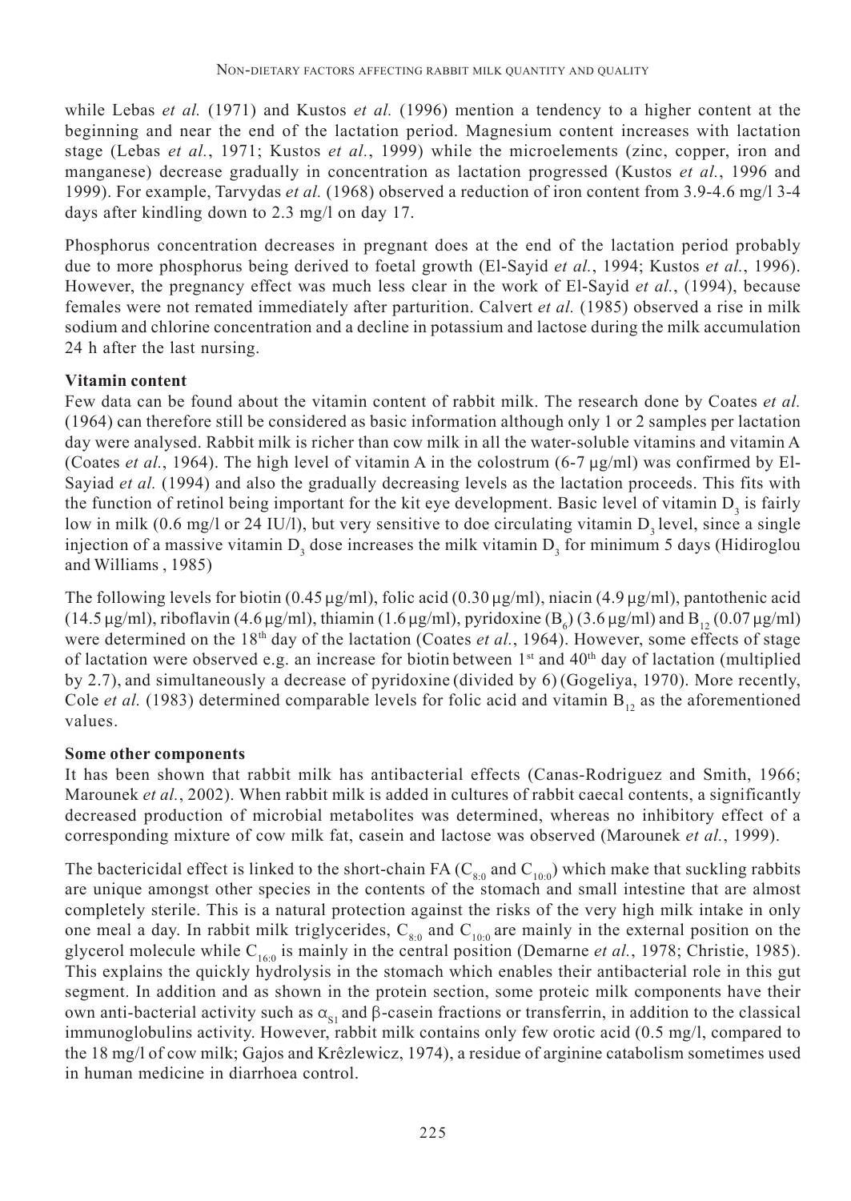while Lebas *et al.* (1971) and Kustos *et al.* (1996) mention a tendency to a higher content at the beginning and near the end of the lactation period. Magnesium content increases with lactation stage (Lebas *et al.*, 1971; Kustos *et al.*, 1999) while the microelements (zinc, copper, iron and manganese) decrease gradually in concentration as lactation progressed (Kustos *et al.*, 1996 and 1999). For example, Tarvydas *et al.* (1968) observed a reduction of iron content from 3.9-4.6 mg/l 3-4 days after kindling down to 2.3 mg/l on day 17.

Phosphorus concentration decreases in pregnant does at the end of the lactation period probably due to more phosphorus being derived to foetal growth (El-Sayid *et al.*, 1994; Kustos *et al.*, 1996). However, the pregnancy effect was much less clear in the work of El-Sayid *et al.*, (1994), because females were not remated immediately after parturition. Calvert *et al.* (1985) observed a rise in milk sodium and chlorine concentration and a decline in potassium and lactose during the milk accumulation 24 h after the last nursing.

**Vitamin content**

Few data can be found about the vitamin content of rabbit milk. The research done by Coates *et al.* (1964) can therefore still be considered as basic information although only 1 or 2 samples per lactation day were analysed. Rabbit milk is richer than cow milk in all the water-soluble vitamins and vitamin A (Coates *et al.*, 1964). The high level of vitamin A in the colostrum (6-7 µg/ml) was confirmed by El-Sayiad *et al.* (1994) and also the gradually decreasing levels as the lactation proceeds. This fits with the function of retinol being important for the kit eye development. Basic level of vitamin $D_3$ is fairly low in milk (0.6 mg/l or 24 IU/l), but very sensitive to doe circulating vitamin $D_3$ level, since a single injection of a massive vitamin $D_3$ dose increases the milk vitamin $D_3$ for minimum 5 days (Hidiroglou and Williams , 1985)

The following levels for biotin (0.45 µg/ml), folic acid (0.30 µg/ml), niacin (4.9 µg/ml), pantothenic acid (14.5 µg/ml), riboflavin (4.6 µg/ml), thiamin (1.6 µg/ml), pyridoxine ($B_6$) (3.6 µg/ml) and $B_{12}$ (0.07 µg/ml) were determined on the 18th day of the lactation (Coates *et al.*, 1964). However, some effects of stage of lactation were observed e.g. an increase for biotin between 1st and 40th day of lactation (multiplied by 2.7), and simultaneously a decrease of pyridoxine (divided by 6) (Gogeliya, 1970). More recently, Cole *et al.* (1983) determined comparable levels for folic acid and vitamin $B_{12}$ as the aforementioned values.

**Some other components**

It has been shown that rabbit milk has antibacterial effects (Canas-Rodriguez and Smith, 1966; Marounek *et al.*, 2002). When rabbit milk is added in cultures of rabbit caecal contents, a significantly decreased production of microbial metabolites was determined, whereas no inhibitory effect of a corresponding mixture of cow milk fat, casein and lactose was observed (Marounek *et al.*, 1999).

The bactericidal effect is linked to the short-chain FA ($C_{8:0}$ and $C_{10:0}$) which make that suckling rabbits are unique amongst other species in the contents of the stomach and small intestine that are almost completely sterile. This is a natural protection against the risks of the very high milk intake in only one meal a day. In rabbit milk triglycerides, $C_{8:0}$ and $C_{10:0}$ are mainly in the external position on the glycerol molecule while $C_{16:0}$ is mainly in the central position (Demarne *et al.*, 1978; Christie, 1985). This explains the quickly hydrolysis in the stomach which enables their antibacterial role in this gut segment. In addition and as shown in the protein section, some proteic milk components have their own anti-bacterial activity such as $\alpha_{s1}$ and β-casein fractions or transferrin, in addition to the classical immunoglobulins activity. However, rabbit milk contains only few orotic acid (0.5 mg/l, compared to the 18 mg/l of cow milk; Gajos and Krêzlewicz, 1974), a residue of arginine catabolism sometimes used in human medicine in diarrhoea control.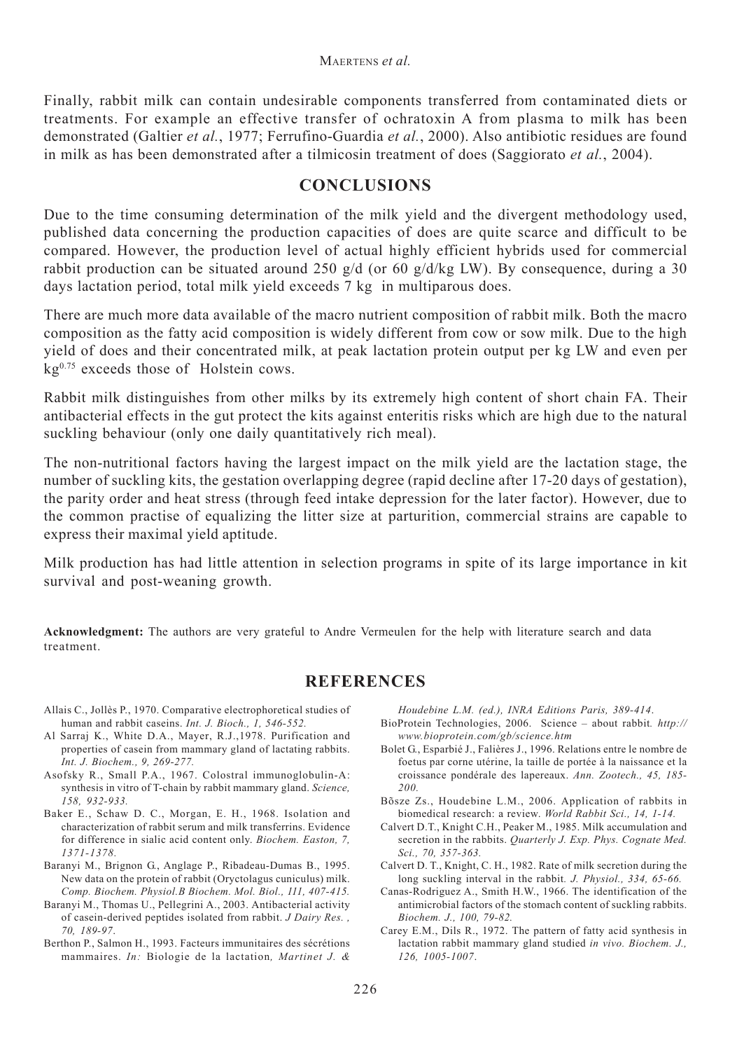Finally, rabbit milk can contain undesirable components transferred from contaminated diets or treatments. For example an effective transfer of ochratoxin A from plasma to milk has been demonstrated (Galtier *et al.*, 1977; Ferrufino-Guardia *et al.*, 2000). Also antibiotic residues are found in milk as has been demonstrated after a tilmicosin treatment of does (Saggiorato *et al.*, 2004).

## CONCLUSIONS

Due to the time consuming determination of the milk yield and the divergent methodology used, published data concerning the production capacities of does are quite scarce and difficult to be compared. However, the production level of actual highly efficient hybrids used for commercial rabbit production can be situated around 250 g/d (or 60 g/d/kg LW). By consequence, during a 30 days lactation period, total milk yield exceeds 7 kg in multiparous does.

There are much more data available of the macro nutrient composition of rabbit milk. Both the macro composition as the fatty acid composition is widely different from cow or sow milk. Due to the high yield of does and their concentrated milk, at peak lactation protein output per kg LW and even per $kg^{0.75}$ exceeds those of Holstein cows.

Rabbit milk distinguishes from other milks by its extremely high content of short chain FA. Their antibacterial effects in the gut protect the kits against enteritis risks which are high due to the natural suckling behaviour (only one daily quantitatively rich meal).

The non-nutritional factors having the largest impact on the milk yield are the lactation stage, the number of suckling kits, the gestation overlapping degree (rapid decline after 17-20 days of gestation), the parity order and heat stress (through feed intake depression for the later factor). However, due to the common practise of equalizing the litter size at parturition, commercial strains are capable to express their maximal yield aptitude.

Milk production has had little attention in selection programs in spite of its large importance in kit survival and post-weaning growth.

**Acknowledgment:** The authors are very grateful to Andre Vermeulen for the help with literature search and data treatment.

## REFERENCES

Allais C., Jollès P., 1970. Comparative electrophoretical studies of human and rabbit caseins. *Int. J. Bioch., 1, 546-552.*

Al Sarraj K., White D.A., Mayer, R.J.,1978. Purification and properties of casein from mammary gland of lactating rabbits. *Int. J. Biochem., 9, 269-277.*

Asofsky R., Small P.A., 1967. Colostral immunoglobulin-A: synthesis in vitro of T-chain by rabbit mammary gland. *Science, 158, 932-933.*

Baker E., Schaw D. C., Morgan, E. H., 1968. Isolation and characterization of rabbit serum and milk transferrins. Evidence for difference in sialic acid content only. *Biochem. Easton, 7, 1371-1378.*

Baranyi M., Brignon G., Anglage P., Ribadeau-Dumas B., 1995. New data on the protein of rabbit (Oryctolagus cuniculus) milk. *Comp. Biochem. Physiol.B Biochem. Mol. Biol., 111, 407-415.*

Baranyi M., Thomas U., Pellegrini A., 2003. Antibacterial activity of casein-derived peptides isolated from rabbit. *J Dairy Res. , 70, 189-97.*

Berthon P., Salmon H., 1993. Facteurs immunitaires des sécrétions mammaires. *In:* Biologie de la lactation*, Martinet J. & Houdebine L.M. (ed.), INRA Editions Paris, 389-414*.

BioProtein Technologies, 2006. Science – about rabbit*. http://www.bioprotein.com/gb/science.htm*

Bolet G., Esparbié J., Falières J., 1996. Relations entre le nombre de foetus par corne utérine, la taille de portée à la naissance et la croissance pondérale des lapereaux. *Ann. Zootech., 45, 185-200.*

Bõsze Zs., Houdebine L.M., 2006. Application of rabbits in biomedical research: a review. *World Rabbit Sci., 14, 1-14.*

Calvert D.T., Knight C.H., Peaker M., 1985. Milk accumulation and secretion in the rabbits. *Quarterly J. Exp. Phys. Cognate Med. Sci., 70, 357-363.*

Calvert D. T., Knight, C. H., 1982. Rate of milk secretion during the long suckling interval in the rabbit*. J. Physiol., 334, 65-66.*

Canas-Rodriguez A., Smith H.W., 1966. The identification of the antimicrobial factors of the stomach content of suckling rabbits. *Biochem. J., 100, 79-82.*

Carey E.M., Dils R., 1972. The pattern of fatty acid synthesis in lactation rabbit mammary gland studied *in vivo. Biochem. J., 126, 1005-1007*.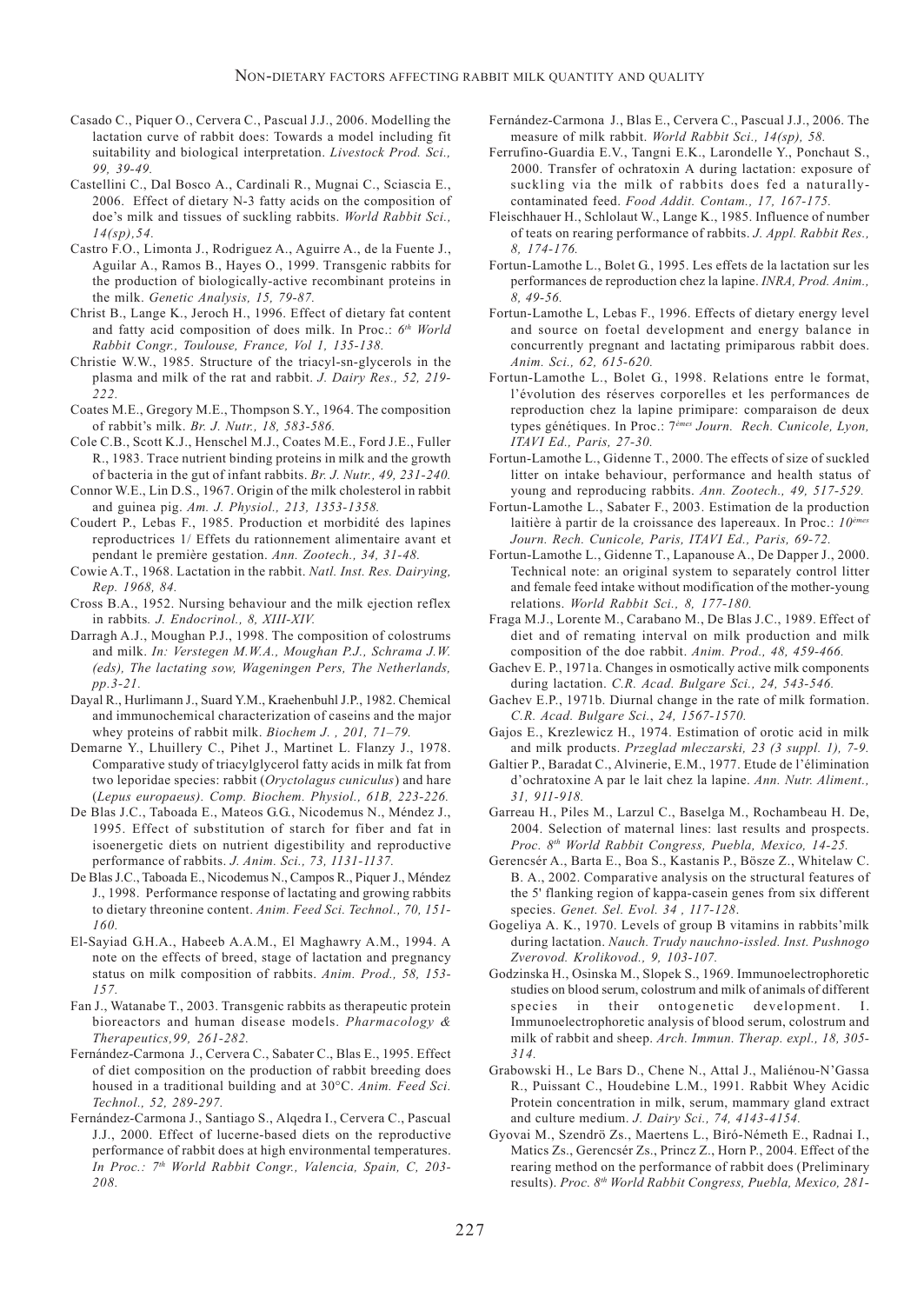Casado C., Piquer O., Cervera C., Pascual J.J., 2006. Modelling the lactation curve of rabbit does: Towards a model including fit suitability and biological interpretation. *Livestock Prod. Sci., 99, 39-49.*

Castellini C., Dal Bosco A., Cardinali R., Mugnai C., Sciascia E., 2006. Effect of dietary N-3 fatty acids on the composition of doe's milk and tissues of suckling rabbits. *World Rabbit Sci., 14(sp),54.*

Castro F.O., Limonta J., Rodriguez A., Aguirre A., de la Fuente J., Aguilar A., Ramos B., Hayes O., 1999. Transgenic rabbits for the production of biologically-active recombinant proteins in the milk. *Genetic Analysis, 15, 79-87.*

Christ B., Lange K., Jeroch H., 1996. Effect of dietary fat content and fatty acid composition of does milk. In Proc.: *6th World Rabbit Congr., Toulouse, France, Vol 1, 135-138.*

Christie W.W., 1985. Structure of the triacyl-sn-glycerols in the plasma and milk of the rat and rabbit. *J. Dairy Res., 52, 219-222.*

Coates M.E., Gregory M.E., Thompson S.Y., 1964. The composition of rabbit's milk. *Br. J. Nutr., 18, 583-586.*

Cole C.B., Scott K.J., Henschel M.J., Coates M.E., Ford J.E., Fuller R., 1983. Trace nutrient binding proteins in milk and the growth of bacteria in the gut of infant rabbits. *Br. J. Nutr., 49, 231-240.*

Connor W.E., Lin D.S., 1967. Origin of the milk cholesterol in rabbit and guinea pig. *Am. J. Physiol., 213, 1353-1358.*

Coudert P., Lebas F., 1985. Production et morbidité des lapines reproductrices 1/ Effets du rationnement alimentaire avant et pendant le première gestation. *Ann. Zootech., 34, 31-48.*

Cowie A.T., 1968. Lactation in the rabbit. *Natl. Inst. Res. Dairying, Rep. 1968, 84.*

Cross B.A., 1952. Nursing behaviour and the milk ejection reflex in rabbits. *J. Endocrinol., 8, XIII-XIV.*

Darragh A.J., Moughan P.J., 1998. The composition of colostrums and milk. *In: Verstegen M.W.A., Moughan P.J., Schrama J.W. (eds), The lactating sow, Wageningen Pers, The Netherlands, pp.3-21.*

Dayal R., Hurlimann J., Suard Y.M., Kraehenbuhl J.P., 1982. Chemical and immunochemical characterization of caseins and the major whey proteins of rabbit milk. *Biochem J. , 201, 71–79.*

Demarne Y., Lhuillery C., Pihet J., Martinet L. Flanzy J., 1978. Comparative study of triacylglycerol fatty acids in milk fat from two leporidae species: rabbit (*Oryctolagus cuniculus*) and hare (*Lepus europaeus*). *Comp. Biochem. Physiol., 61B, 223-226.*

De Blas J.C., Taboada E., Mateos G.G., Nicodemus N., Méndez J., 1995. Effect of substitution of starch for fiber and fat in isoenergetic diets on nutrient digestibility and reproductive performance of rabbits. *J. Anim. Sci., 73, 1131-1137.*

De Blas J.C., Taboada E., Nicodemus N., Campos R., Piquer J., Méndez J., 1998. Performance response of lactating and growing rabbits to dietary threonine content. *Anim. Feed Sci. Technol., 70, 151-160.*

El-Sayiad G.H.A., Habeeb A.A.M., El Maghawry A.M., 1994. A note on the effects of breed, stage of lactation and pregnancy status on milk composition of rabbits. *Anim. Prod., 58, 153-157.*

Fan J., Watanabe T., 2003. Transgenic rabbits as therapeutic protein bioreactors and human disease models. *Pharmacology & Therapeutics,99, 261-282.*

Fernández-Carmona J., Cervera C., Sabater C., Blas E., 1995. Effect of diet composition on the production of rabbit breeding does housed in a traditional building and at 30°C. *Anim. Feed Sci. Technol., 52, 289-297.*

Fernández-Carmona J., Santiago S., Alqedra I., Cervera C., Pascual J.J., 2000. Effect of lucerne-based diets on the reproductive performance of rabbit does at high environmental temperatures. *In Proc.: 7th World Rabbit Congr., Valencia, Spain, C, 203-208.*

Fernández-Carmona J., Blas E., Cervera C., Pascual J.J., 2006. The measure of milk rabbit. *World Rabbit Sci., 14(sp), 58.*

Ferrufino-Guardia E.V., Tangni E.K., Larondelle Y., Ponchaut S., 2000. Transfer of ochratoxin A during lactation: exposure of suckling via the milk of rabbits does fed a naturally-contaminated feed. *Food Addit. Contam., 17, 167-175.*

Fleischhauer H., Schlolaut W., Lange K., 1985. Influence of number of teats on rearing performance of rabbits. *J. Appl. Rabbit Res., 8, 174-176.*

Fortun-Lamothe L., Bolet G., 1995. Les effets de la lactation sur les performances de reproduction chez la lapine. *INRA, Prod. Anim., 8, 49-56.*

Fortun-Lamothe L, Lebas F., 1996. Effects of dietary energy level and source on foetal development and energy balance in concurrently pregnant and lactating primiparous rabbit does. *Anim. Sci., 62, 615-620.*

Fortun-Lamothe L., Bolet G., 1998. Relations entre le format, l'évolution des réserves corporelles et les performances de reproduction chez la lapine primipare: comparaison de deux types génétiques. In Proc.: *7èmes Journ. Rech. Cunicole, Lyon, ITAVI Ed., Paris, 27-30.*

Fortun-Lamothe L., Gidenne T., 2000. The effects of size of suckled litter on intake behaviour, performance and health status of young and reproducing rabbits. *Ann. Zootech., 49, 517-529.*

Fortun-Lamothe L., Sabater F., 2003. Estimation de la production laitière à partir de la croissance des lapereaux. In Proc.: *10èmes Journ. Rech. Cunicole, Paris, ITAVI Ed., Paris, 69-72.*

Fortun-Lamothe L., Gidenne T., Lapanouse A., De Dapper J., 2000. Technical note: an original system to separately control litter and female feed intake without modification of the mother-young relations. *World Rabbit Sci., 8, 177-180.*

Fraga M.J., Lorente M., Carabano M., De Blas J.C., 1989. Effect of diet and of remating interval on milk production and milk composition of the doe rabbit. *Anim. Prod., 48, 459-466.*

Gachev E. P., 1971a. Changes in osmotically active milk components during lactation. *C.R. Acad. Bulgare Sci., 24, 543-546.*

Gachev E.P., 1971b. Diurnal change in the rate of milk formation. *C.R. Acad. Bulgare Sci.*, *24, 1567-1570.*

Gajos E., Krezlewicz H., 1974. Estimation of orotic acid in milk and milk products. *Przeglad mleczarski, 23 (3 suppl. 1), 7-9.*

Galtier P., Baradat C., Alvinerie, E.M., 1977. Etude de l'élimination d'ochratoxine A par le lait chez la lapine. *Ann. Nutr. Aliment., 31, 911-918.*

Garreau H., Piles M., Larzul C., Baselga M., Rochambeau H. De, 2004. Selection of maternal lines: last results and prospects. *Proc. 8th World Rabbit Congress, Puebla, Mexico, 14-25.*

Gerencsér A., Barta E., Boa S., Kastanis P., Bösze Z., Whitelaw C. B. A., 2002. Comparative analysis on the structural features of the 5' flanking region of kappa-casein genes from six different species. *Genet. Sel. Evol. 34 , 117-128*.

Gogeliya A. K., 1970. Levels of group B vitamins in rabbits'milk during lactation. *Nauch. Trudy nauchno-issled. Inst. Pushnogo Zverovod. Krolikovod., 9, 103-107.*

Godzinska H., Osinska M., Slopek S., 1969. Immunoelectrophoretic studies on blood serum, colostrum and milk of animals of different species in their ontogenetic development. I. Immunoelectrophoretic analysis of blood serum, colostrum and milk of rabbit and sheep. *Arch. Immun. Therap. expl., 18, 305-314.*

Grabowski H., Le Bars D., Chene N., Attal J., Maliénou-N'Gassa R., Puissant C., Houdebine L.M., 1991. Rabbit Whey Acidic Protein concentration in milk, serum, mammary gland extract and culture medium. *J. Dairy Sci., 74, 4143-4154.*

Gyovai M., Szendrö Zs., Maertens L., Biró-Németh E., Radnai I., Matics Zs., Gerencsér Zs., Princz Z., Horn P., 2004. Effect of the rearing method on the performance of rabbit does (Preliminary results). *Proc. 8th World Rabbit Congress, Puebla, Mexico, 281-*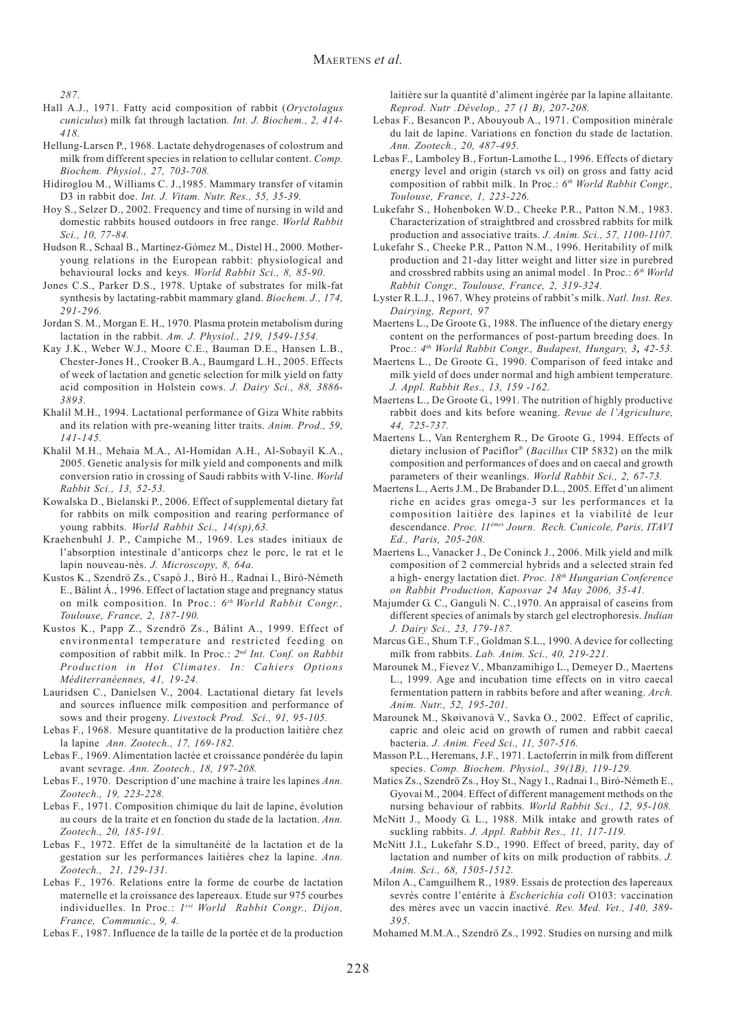*287.*

Hall A.J., 1971. Fatty acid composition of rabbit (*Oryctolagus cuniculus*) milk fat through lactation. *Int. J. Biochem., 2, 414-418.*

Hellung-Larsen P., 1968. Lactate dehydrogenases of colostrum and milk from different species in relation to cellular content. *Comp. Biochem. Physiol., 27, 703-708.*

Hidiroglou M., Williams C. J.,1985. Mammary transfer of vitamin D3 in rabbit doe. *Int. J. Vitam. Nutr. Res., 55, 35-39.*

Hoy S., Selzer D., 2002. Frequency and time of nursing in wild and domestic rabbits housed outdoors in free range. *World Rabbit Sci., 10, 77-84.*

Hudson R., Schaal B., Martínez-Gómez M., Distel H., 2000. Mother-young relations in the European rabbit: physiological and behavioural locks and keys*. World Rabbit Sci., 8, 85-90.*

Jones C.S., Parker D.S., 1978. Uptake of substrates for milk-fat synthesis by lactating-rabbit mammary gland. *Biochem. J., 174, 291-296.*

Jordan S. M., Morgan E. H., 1970. Plasma protein metabolism during lactation in the rabbit. *Am. J. Physiol., 219, 1549-1554.*

Kay J.K., Weber W.J., Moore C.E., Bauman D.E., Hansen L.B., Chester-Jones H., Crooker B.A., Baumgard L.H., 2005. Effects of week of lactation and genetic selection for milk yield on fatty acid composition in Holstein cows. *J. Dairy Sci., 88, 3886-3893.*

Khalil M.H., 1994. Lactational performance of Giza White rabbits and its relation with pre-weaning litter traits. *Anim. Prod., 59, 141-145.*

Khalil M.H., Mehaia M.A., Al-Homidan A.H., Al-Sobayil K.A., 2005. Genetic analysis for milk yield and components and milk conversion ratio in crossing of Saudi rabbits with V-line. *World Rabbit Sci., 13, 52-53.*

Kowalska D., Bielanski P., 2006. Effect of supplemental dietary fat for rabbits on milk composition and rearing performance of young rabbits. *World Rabbit Sci., 14(sp),63.*

Kraehenbuhl J. P., Campiche M., 1969. Les stades initiaux de l'absorption intestinale d'anticorps chez le porc, le rat et le lapin nouveau-nés. *J. Microscopy, 8, 64a.*

Kustos K., Szendrö Zs., Csapó J., Biró H., Radnai I., Biró-Németh E., Bálint Á., 1996. Effect of lactation stage and pregnancy status on milk composition. In Proc.: *6th World Rabbit Congr., Toulouse, France, 2, 187-190.*

Kustos K., Papp Z., Szendrö Zs., Bálint A., 1999. Effect of environmental temperature and restricted feeding on composition of rabbit milk. In Proc.: *2nd Int. Conf. on Rabbit Production in Hot Climates. In: Cahiers Options Méditerranéennes, 41, 19-24.*

Lauridsen C., Danielsen V., 2004. Lactational dietary fat levels and sources influence milk composition and performance of sows and their progeny. *Livestock Prod. Sci., 91, 95-105.*

Lebas F., 1968. Mesure quantitative de la production laitière chez la lapine *Ann. Zootech., 17, 169-182.*

Lebas F., 1969. Alimentation lactée et croissance pondérée du lapin avant sevrage. *Ann. Zootech., 18, 197-208.*

Lebas F., 1970. Description d'une machine à traire les lapines *Ann. Zootech., 19, 223-228.*

Lebas F., 1971. Composition chimique du lait de lapine, évolution au cours de la traite et en fonction du stade de la lactation. *Ann. Zootech., 20, 185-191.*

Lebas F., 1972. Effet de la simultanéité de la lactation et de la gestation sur les performances laitières chez la lapine. *Ann. Zootech., 21, 129-131.*

Lebas F., 1976. Relations entre la forme de courbe de lactation maternelle et la croissance des lapereaux. Etude sur 975 courbes individuelles. In Proc.: *1rst World Rabbit Congr., Dijon, France, Communic., 9, 4.*

Lebas F., 1987. Influence de la taille de la portée et de la production laitière sur la quantité d'aliment ingérée par la lapine allaitante. *Reprod. Nutr .Dévelop., 27 (1 B), 207-208.*

Lebas F., Besancon P., Abouyoub A., 1971. Composition minérale du lait de lapine. Variations en fonction du stade de lactation. *Ann. Zootech., 20, 487-495.*

Lebas F., Lamboley B., Fortun-Lamothe L., 1996. Effects of dietary energy level and origin (starch vs oil) on gross and fatty acid composition of rabbit milk. In Proc.: *6th World Rabbit Congr., Toulouse, France, 1, 223-226.*

Lukefahr S., Hohenboken W.D., Cheeke P.R., Patton N.M., 1983. Characterization of straightbred and crossbred rabbits for milk production and associative traits. *J. Anim. Sci., 57, 1100-1107.*

Lukefahr S., Cheeke P.R., Patton N.M., 1996. Heritability of milk production and 21-day litter weight and litter size in purebred and crossbred rabbits using an animal model . In Proc.: *6th World Rabbit Congr., Toulouse, France, 2, 319-324.*

Lyster R.L.J., 1967. Whey proteins of rabbit's milk. *Natl. Inst. Res. Dairying, Report, 97*

Maertens L., De Groote G., 1988. The influence of the dietary energy content on the performances of post-partum breeding does. In Proc.: *4th World Rabbit Congr., Budapest, Hungary, 3, 42-53.*

Maertens L., De Groote G., 1990. Comparison of feed intake and milk yield of does under normal and high ambient temperature. *J. Appl. Rabbit Res., 13, 159 -162.*

Maertens L., De Groote G., 1991. The nutrition of highly productive rabbit does and kits before weaning. *Revue de l'Agriculture, 44, 725-737.*

Maertens L., Van Renterghem R., De Groote G., 1994. Effects of dietary inclusion of Paciflor® (*Bacillus* CIP 5832) on the milk composition and performances of does and on caecal and growth parameters of their weanlings. *World Rabbit Sci., 2, 67-73.*

Maertens L., Aerts J.M., De Brabander D.L., 2005. Effet d'un aliment riche en acides gras omega-3 sur les performances et la composition laitière des lapines et la viabilité de leur descendance. *Proc. 11èmes Journ. Rech. Cunicole, Paris, ITAVI Ed., Paris, 205-208.*

Maertens L., Vanacker J., De Coninck J., 2006. Milk yield and milk composition of 2 commercial hybrids and a selected strain fed a high- energy lactation diet. *Proc. 18th Hungarian Conference on Rabbit Production, Kaposvar 24 May 2006, 35-41.*

Majumder G. C., Ganguli N. C.,1970. An appraisal of caseins from different species of animals by starch gel electrophoresis. *Indian J. Dairy Sci., 23, 179-187.*

Marcus G.E., Shum T.F., Goldman S.L., 1990. A device for collecting milk from rabbits. *Lab. Anim. Sci., 40, 219-221.*

Marounek M., Fievez V., Mbanzamihigo L., Demeyer D., Maertens L., 1999. Age and incubation time effects on in vitro caecal fermentation pattern in rabbits before and after weaning. *Arch. Anim. Nutr., 52, 195-201.*

Marounek M., Skøivanová V., Savka O., 2002. Effect of caprilic, capric and oleic acid on growth of rumen and rabbit caecal bacteria. *J. Anim. Feed Sci., 11, 507-516.*

Masson P.L., Heremans, J.F., 1971. Lactoferrin in milk from different species. *Comp. Biochem. Physiol., 39(1B), 119-129.*

Matics Zs., Szendrö Zs., Hoy St., Nagy I., Radnai I., Biró-Németh E., Gyovai M., 2004. Effect of different management methods on the nursing behaviour of rabbits*. World Rabbit Sci., 12, 95-108.*

McNitt J., Moody G. L., 1988. Milk intake and growth rates of suckling rabbits. *J. Appl. Rabbit Res., 11, 117-119.*

McNitt J.I., Lukefahr S.D., 1990. Effect of breed, parity, day of lactation and number of kits on milk production of rabbits. *J. Anim. Sci., 68, 1505-1512.*

Milon A., Camguilhem R., 1989. Essais de protection des lapereaux sevrés contre l'entérite à *Escherichia coli* O103: vaccination des mères avec un vaccin inactivé. *Rev. Med. Vet., 140, 389-395.*

Mohamed M.M.A., Szendrö Zs., 1992. Studies on nursing and milk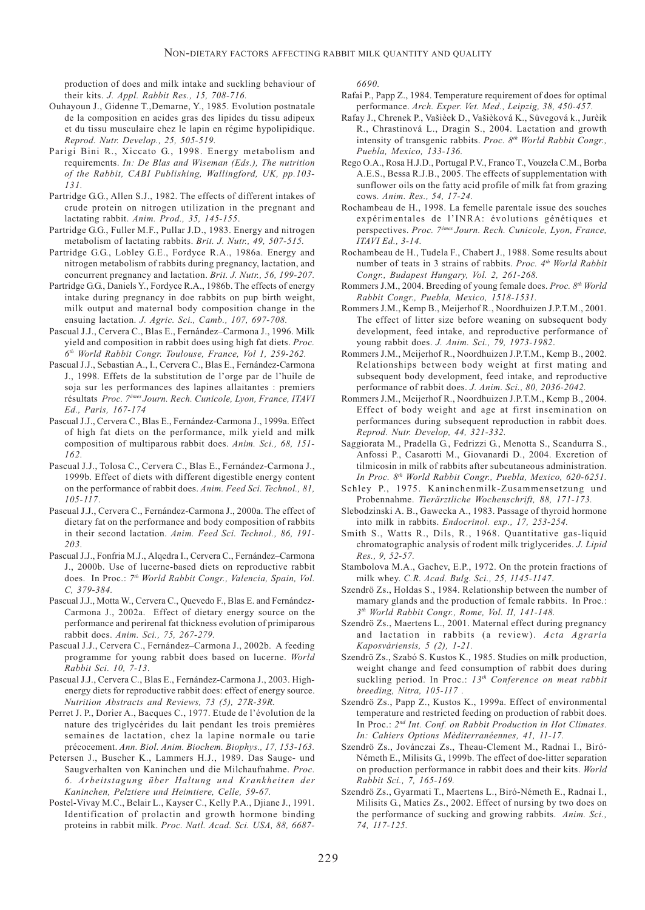production of does and milk intake and suckling behaviour of their kits. *J. Appl. Rabbit Res., 15, 708-716.*

Ouhayoun J., Gidenne T.,Demarne, Y., 1985. Evolution postnatale de la composition en acides gras des lipides du tissu adipeux et du tissu musculaire chez le lapin en régime hypolipidique. *Reprod. Nutr. Develop., 25, 505-519.*

Parigi Bini R., Xiccato G., 1998. Energy metabolism and requirements. *In: De Blas and Wiseman (Eds.), The nutrition of the Rabbit, CABI Publishing, Wallingford, UK, pp.103-131.*

Partridge G.G., Allen S.J., 1982. The effects of different intakes of crude protein on nitrogen utilization in the pregnant and lactating rabbit. *Anim. Prod., 35, 145-155.*

Partridge G.G., Fuller M.F., Pullar J.D., 1983. Energy and nitrogen metabolism of lactating rabbits. *Brit. J. Nutr., 49, 507-515.*

Partridge G.G., Lobley G.E., Fordyce R.A., 1986a. Energy and nitrogen metabolism of rabbits during pregnancy, lactation, and concurrent pregnancy and lactation. *Brit. J. Nutr., 56, 199-207.*

Partridge G.G., Daniels Y., Fordyce R.A., 1986b. The effects of energy intake during pregnancy in doe rabbits on pup birth weight, milk output and maternal body composition change in the ensuing lactation. *J. Agric. Sci., Camb., 107, 697-708.*

Pascual J.J., Cervera C., Blas E., Fernández–Carmona J., 1996. Milk yield and composition in rabbit does using high fat diets. *Proc. 6th World Rabbit Congr. Toulouse, France, Vol 1, 259-262.*

Pascual J.J., Sebastian A., I., Cervera C., Blas E., Fernández-Carmona J., 1998. Effets de la substitution de l'orge par de l'huile de soja sur les performances des lapines allaitantes : premiers résultats *Proc. 7èmes Journ. Rech. Cunicole, Lyon, France, ITAVI Ed., Paris, 167-174*

Pascual J.J., Cervera C., Blas E., Fernández-Carmona J., 1999a. Effect of high fat diets on the performance, milk yield and milk composition of multiparous rabbit does. *Anim. Sci., 68, 151-162.*

Pascual J.J., Tolosa C., Cervera C., Blas E., Fernández-Carmona J., 1999b. Effect of diets with different digestible energy content on the performance of rabbit does. *Anim. Feed Sci. Technol., 81, 105-117.*

Pascual J.J., Cervera C., Fernández-Carmona J., 2000a. The effect of dietary fat on the performance and body composition of rabbits in their second lactation. *Anim. Feed Sci. Technol., 86, 191-203.*

Pascual J.J., Fonfria M.J., Alqedra I., Cervera C., Fernández–Carmona J., 2000b. Use of lucerne-based diets on reproductive rabbit does. In Proc.: *7th World Rabbit Congr., Valencia, Spain, Vol. C, 379-384.*

Pascual J.J., Motta W., Cervera C., Quevedo F., Blas E. and Fernández-Carmona J., 2002a. Effect of dietary energy source on the performance and perirenal fat thickness evolution of primiparous rabbit does. *Anim. Sci., 75, 267-279.*

Pascual J.J., Cervera C., Fernández–Carmona J., 2002b. A feeding programme for young rabbit does based on lucerne. *World Rabbit Sci. 10, 7-13.*

Pascual J.J., Cervera C., Blas E., Fernández-Carmona J., 2003. High-energy diets for reproductive rabbit does: effect of energy source. *Nutrition Abstracts and Reviews, 73 (5), 27R-39R.*

Perret J. P., Dorier A., Bacques C., 1977. Etude de l'évolution de la nature des triglycérides du lait pendant les trois premières semaines de lactation, chez la lapine normale ou tarie précocement. *Ann. Biol. Anim. Biochem. Biophys., 17, 153-163.*

Petersen J., Buscher K., Lammers H.J., 1989. Das Sauge- und Saugverhalten von Kaninchen und die Milchaufnahme. *Proc. 6. Arbeitstagung über Haltung und Krankheiten der Kaninchen, Pelztiere und Heimtiere, Celle, 59-67.*

Postel-Vivay M.C., Belair L., Kayser C., Kelly P.A., Djiane J., 1991. Identification of prolactin and growth hormone binding proteins in rabbit milk. *Proc. Natl. Acad. Sci. USA, 88, 6687-6690.*

Rafai P., Papp Z., 1984. Temperature requirement of does for optimal performance. *Arch. Exper. Vet. Med., Leipzig, 38, 450-457.*

Rafay J., Chrenek P., Vašièek D., Vašièková K., Süvegová k., Jurèik R., Chrastinová L., Dragin S., 2004. Lactation and growth intensity of transgenic rabbits. *Proc. 8th World Rabbit Congr., Puebla, Mexico, 133-136.*

Rego O.A., Rosa H.J.D., Portugal P.V., Franco T., Vouzela C.M., Borba A.E.S., Bessa R.J.B., 2005. The effects of supplementation with sunflower oils on the fatty acid profile of milk fat from grazing cows. *Anim. Res., 54, 17-24.*

Rochambeau de H., 1998. La femelle parentale issue des souches expérimentales de l'INRA: évolutions génétiques et perspectives. *Proc. 7èmes Journ. Rech. Cunicole, Lyon, France, ITAVI Ed., 3-14.*

Rochambeau de H., Tudela F., Chabert J., 1988. Some results about number of teats in 3 strains of rabbits. *Proc. 4th World Rabbit Congr., Budapest Hungary, Vol. 2, 261-268.*

Rommers J.M., 2004. Breeding of young female does. *Proc. 8th World Rabbit Congr., Puebla, Mexico, 1518-1531.*

Rommers J.M., Kemp B., Meijerhof R., Noordhuizen J.P.T.M., 2001. The effect of litter size before weaning on subsequent body development, feed intake, and reproductive performance of young rabbit does. *J. Anim. Sci., 79, 1973-1982.*

Rommers J.M., Meijerhof R., Noordhuizen J.P.T.M., Kemp B., 2002. Relationships between body weight at first mating and subsequent body development, feed intake, and reproductive performance of rabbit does. *J. Anim. Sci., 80, 2036-2042.*

Rommers J.M., Meijerhof R., Noordhuizen J.P.T.M., Kemp B., 2004. Effect of body weight and age at first insemination on performances during subsequent reproduction in rabbit does. *Reprod. Nutr. Develop, 44, 321-332.*

Saggiorata M., Pradella G., Fedrizzi G., Menotta S., Scandurra S., Anfossi P., Casarotti M., Giovanardi D., 2004. Excretion of tilmicosin in milk of rabbits after subcutaneous administration. *In Proc. 8th World Rabbit Congr., Puebla, Mexico, 620-6251.*

Schley P., 1975. Kaninchenmilk-Zusammensetzung und Probennahme. *Tierärztliche Wochenschrift, 88, 171-173.*

Slebodzinski A. B., Gawecka A., 1983. Passage of thyroid hormone into milk in rabbits. *Endocrinol. exp., 17, 253-254.*

Smith S., Watts R., Dils, R., 1968. Quantitative gas-liquid chromatographic analysis of rodent milk triglycerides. *J. Lipid Res., 9, 52-57.*

Stambolova M.A., Gachev, E.P., 1972. On the protein fractions of milk whey. *C.R. Acad. Bulg. Sci., 25, 1145-1147.*

Szendrö Zs., Holdas S., 1984. Relationship between the number of mamary glands and the production of female rabbits. In Proc.: *3th World Rabbit Congr., Rome, Vol. II, 141-148.*

Szendrö Zs., Maertens L., 2001. Maternal effect during pregnancy and lactation in rabbits (a review). *Acta Agraria Kaposváriensis, 5 (2), 1-21.*

Szendrö Zs., Szabó S. Kustos K., 1985. Studies on milk production, weight change and feed consumption of rabbit does during suckling period. In Proc.: *13th Conference on meat rabbit breeding, Nitra, 105-117 .*

Szendrö Zs., Papp Z., Kustos K., 1999a. Effect of environmental temperature and restricted feeding on production of rabbit does. In Proc.: *2nd Int. Conf. on Rabbit Production in Hot Climates. In: Cahiers Options Méditerranéennes, 41, 11-17.*

Szendrö Zs., Jovánczai Zs., Theau-Clement M., Radnai I., Biró-Németh E., Milisits G., 1999b. The effect of doe-litter separation on production performance in rabbit does and their kits. *World Rabbit Sci., 7, 165-169.*

Szendrö Zs., Gyarmati T., Maertens L., Biró-Németh E., Radnai I., Milisits G., Matics Zs., 2002. Effect of nursing by two does on the performance of sucking and growing rabbits. *Anim. Sci., 74, 117-125.*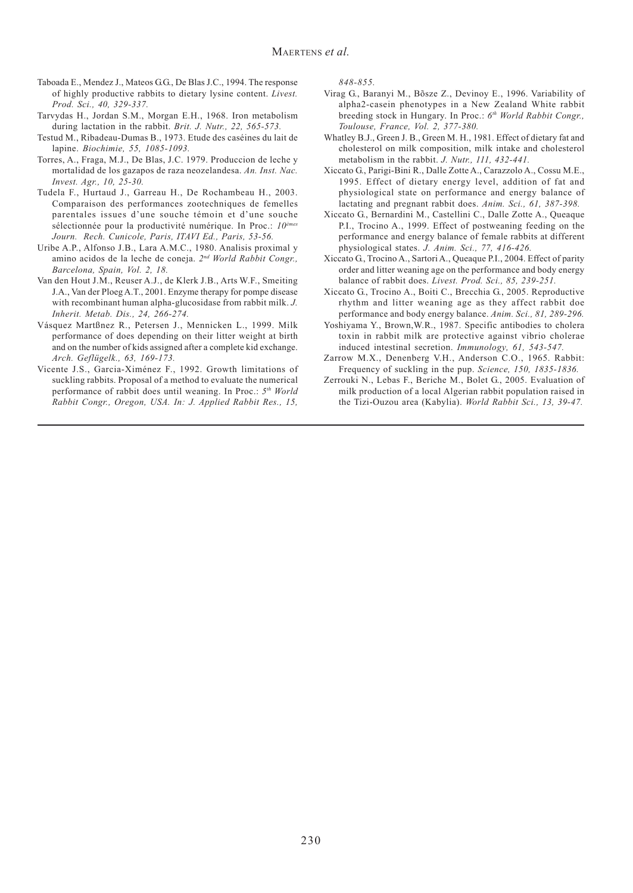Taboada E., Mendez J., Mateos G.G., De Blas J.C., 1994. The response of highly productive rabbits to dietary lysine content. *Livest. Prod. Sci., 40, 329-337.*

Tarvydas H., Jordan S.M., Morgan E.H., 1968. Iron metabolism during lactation in the rabbit. *Brit. J. Nutr., 22, 565-573.*

Testud M., Ribadeau-Dumas B., 1973. Etude des caséines du lait de lapine. *Biochimie, 55, 1085-1093.*

Torres, A., Fraga, M.J., De Blas, J.C. 1979. Produccion de leche y mortalidad de los gazapos de raza neozelandesa. *An. Inst. Nac. Invest. Agr., 10, 25-30.*

Tudela F., Hurtaud J., Garreau H., De Rochambeau H., 2003. Comparaison des performances zootechniques de femelles parentales issues d'une souche témoin et d'une souche sélectionnée pour la productivité numérique. In Proc.: *10èmes Journ. Rech. Cunicole, Paris, ITAVI Ed., Paris, 53-56.*

Uribe A.P., Alfonso J.B., Lara A.M.C., 1980. Analisis proximal y amino acidos de la leche de coneja. *2nd World Rabbit Congr., Barcelona, Spain, Vol. 2, 18.*

Van den Hout J.M., Reuser A.J., de Klerk J.B., Arts W.F., Smeiting J.A., Van der Ploeg A.T., 2001. Enzyme therapy for pompe disease with recombinant human alpha-glucosidase from rabbit milk. *J. Inherit. Metab. Dis., 24, 266-274.*

Vásquez Martßnez R., Petersen J., Mennicken L., 1999. Milk performance of does depending on their litter weight at birth and on the number of kids assigned after a complete kid exchange. *Arch. Geflügelk., 63, 169-173.*

Vicente J.S., Garcia-Ximénez F., 1992. Growth limitations of suckling rabbits. Proposal of a method to evaluate the numerical performance of rabbit does until weaning. In Proc.: *5th World Rabbit Congr., Oregon, USA. In: J. Applied Rabbit Res., 15, 848-855.*

Virag G., Baranyi M., Bõsze Z., Devinoy E., 1996. Variability of alpha2-casein phenotypes in a New Zealand White rabbit breeding stock in Hungary. In Proc.: *6th World Rabbit Congr., Toulouse, France, Vol. 2, 377-380.*

Whatley B.J., Green J. B., Green M. H., 1981. Effect of dietary fat and cholesterol on milk composition, milk intake and cholesterol metabolism in the rabbit. *J. Nutr., 111, 432-441.*

Xiccato G., Parigi-Bini R., Dalle Zotte A., Carazzolo A., Cossu M.E., 1995. Effect of dietary energy level, addition of fat and physiological state on performance and energy balance of lactating and pregnant rabbit does. *Anim. Sci., 61, 387-398.*

Xiccato G., Bernardini M., Castellini C., Dalle Zotte A., Queaque P.I., Trocino A., 1999. Effect of postweaning feeding on the performance and energy balance of female rabbits at different physiological states. *J. Anim. Sci., 77, 416-426.*

Xiccato G., Trocino A., Sartori A., Queaque P.I., 2004. Effect of parity order and litter weaning age on the performance and body energy balance of rabbit does. *Livest. Prod. Sci., 85, 239-251.*

Xiccato G., Trocino A., Boiti C., Brecchia G., 2005. Reproductive rhythm and litter weaning age as they affect rabbit doe performance and body energy balance. *Anim. Sci., 81, 289-296.*

Yoshiyama Y., Brown,W.R., 1987. Specific antibodies to cholera toxin in rabbit milk are protective against vibrio cholerae induced intestinal secretion. *Immunology, 61, 543-547.*

Zarrow M.X., Denenberg V.H., Anderson C.O., 1965. Rabbit: Frequency of suckling in the pup. *Science, 150, 1835-1836.*

Zerrouki N., Lebas F., Beriche M., Bolet G., 2005. Evaluation of milk production of a local Algerian rabbit population raised in the Tizi-Ouzou area (Kabylia). *World Rabbit Sci., 13, 39-47.*